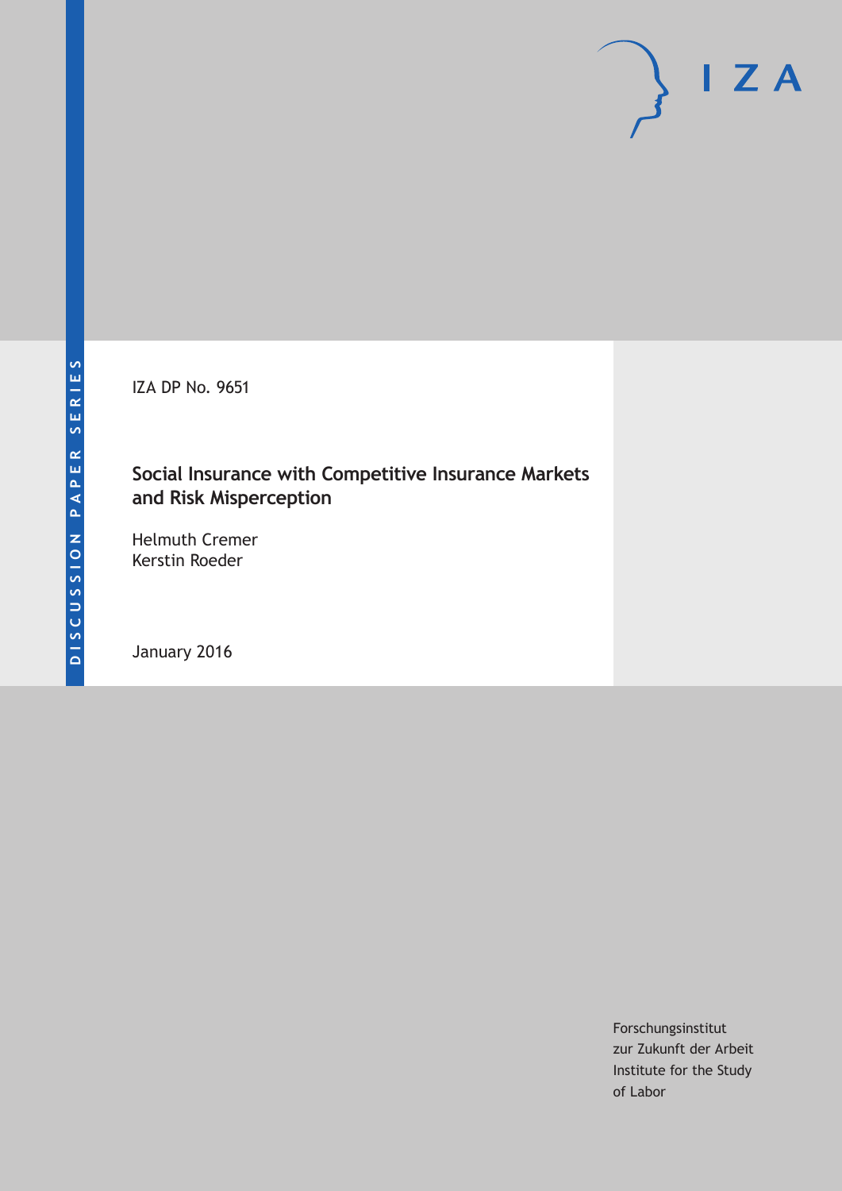DISCUSSION PAPER SERIES

IZA DP No. 9651

# Social Insurance with Competitive Insurance Markets and Risk Misperception

Helmuth Cremer
Kerstin Roeder

January 2016

Forschungsinstitut
zur Zukunft der Arbeit
Institute for the Study
of Labor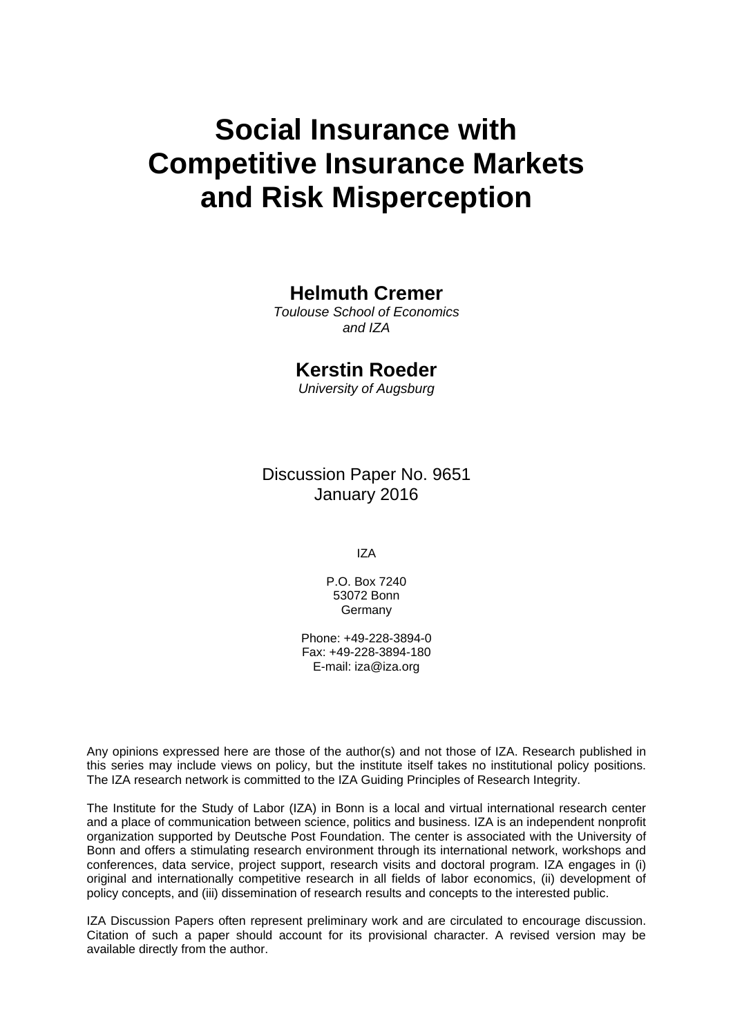# Social Insurance with Competitive Insurance Markets and Risk Misperception

**Helmuth Cremer**

*Toulouse School of Economics and IZA*

**Kerstin Roeder**

*University of Augsburg*

Discussion Paper No. 9651
January 2016

IZA

P.O. Box 7240
53072 Bonn
Germany

Phone: +49-228-3894-0
Fax: +49-228-3894-180
E-mail: iza@iza.org

Any opinions expressed here are those of the author(s) and not those of IZA. Research published in this series may include views on policy, but the institute itself takes no institutional policy positions. The IZA research network is committed to the IZA Guiding Principles of Research Integrity.

The Institute for the Study of Labor (IZA) in Bonn is a local and virtual international research center and a place of communication between science, politics and business. IZA is an independent nonprofit organization supported by Deutsche Post Foundation. The center is associated with the University of Bonn and offers a stimulating research environment through its international network, workshops and conferences, data service, project support, research visits and doctoral program. IZA engages in (i) original and internationally competitive research in all fields of labor economics, (ii) development of policy concepts, and (iii) dissemination of research results and concepts to the interested public.

IZA Discussion Papers often represent preliminary work and are circulated to encourage discussion. Citation of such a paper should account for its provisional character. A revised version may be available directly from the author.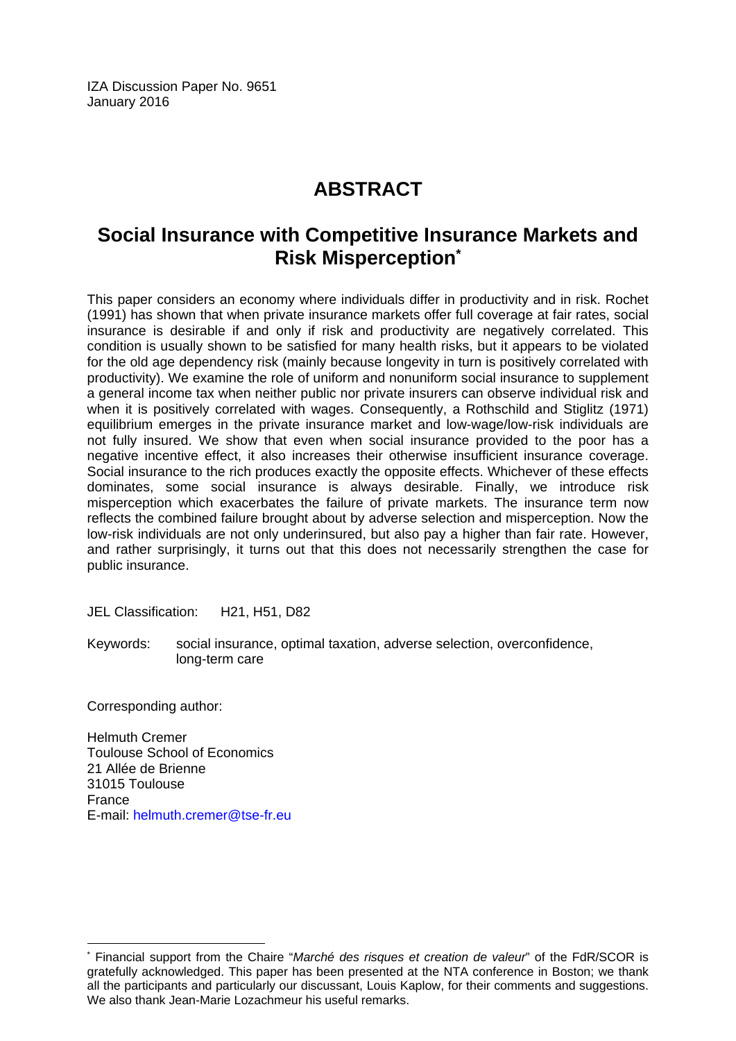IZA Discussion Paper No. 9651
January 2016

# ABSTRACT

## Social Insurance with Competitive Insurance Markets and Risk Misperception*

This paper considers an economy where individuals differ in productivity and in risk. Rochet (1991) has shown that when private insurance markets offer full coverage at fair rates, social insurance is desirable if and only if risk and productivity are negatively correlated. This condition is usually shown to be satisfied for many health risks, but it appears to be violated for the old age dependency risk (mainly because longevity in turn is positively correlated with productivity). We examine the role of uniform and nonuniform social insurance to supplement a general income tax when neither public nor private insurers can observe individual risk and when it is positively correlated with wages. Consequently, a Rothschild and Stiglitz (1971) equilibrium emerges in the private insurance market and low-wage/low-risk individuals are not fully insured. We show that even when social insurance provided to the poor has a negative incentive effect, it also increases their otherwise insufficient insurance coverage. Social insurance to the rich produces exactly the opposite effects. Whichever of these effects dominates, some social insurance is always desirable. Finally, we introduce risk misperception which exacerbates the failure of private markets. The insurance term now reflects the combined failure brought about by adverse selection and misperception. Now the low-risk individuals are not only underinsured, but also pay a higher than fair rate. However, and rather surprisingly, it turns out that this does not necessarily strengthen the case for public insurance.

JEL Classification: H21, H51, D82

Keywords: social insurance, optimal taxation, adverse selection, overconfidence, long-term care

Corresponding author:

Helmuth Cremer
Toulouse School of Economics
21 Allée de Brienne
31015 Toulouse
France
E-mail: helmuth.cremer@tse-fr.eu

---

* Financial support from the Chaire "*Marché des risques et creation de valeur*" of the FdR/SCOR is gratefully acknowledged. This paper has been presented at the NTA conference in Boston; we thank all the participants and particularly our discussant, Louis Kaplow, for their comments and suggestions. We also thank Jean-Marie Lozachmeur his useful remarks.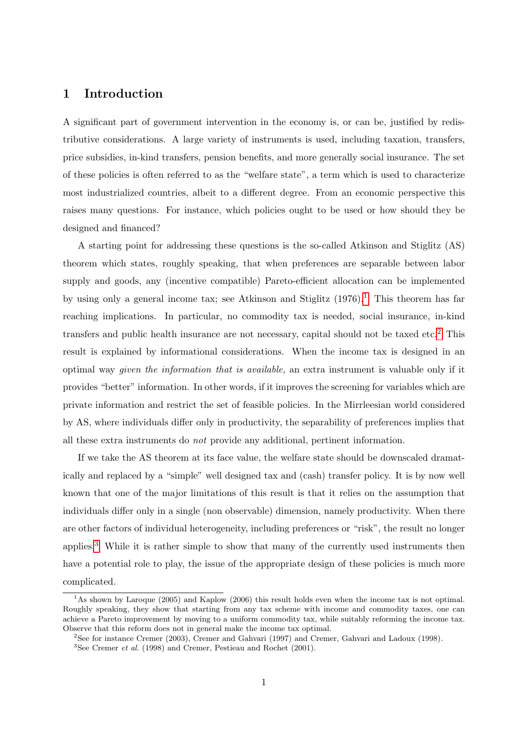## 1 Introduction

A significant part of government intervention in the economy is, or can be, justified by redistributive considerations. A large variety of instruments is used, including taxation, transfers, price subsidies, in-kind transfers, pension benefits, and more generally social insurance. The set of these policies is often referred to as the "welfare state", a term which is used to characterize most industrialized countries, albeit to a different degree. From an economic perspective this raises many questions. For instance, which policies ought to be used or how should they be designed and financed?

A starting point for addressing these questions is the so-called Atkinson and Stiglitz (AS) theorem which states, roughly speaking, that when preferences are separable between labor supply and goods, any (incentive compatible) Pareto-efficient allocation can be implemented by using only a general income tax; see Atkinson and Stiglitz (1976).[1] This theorem has far reaching implications. In particular, no commodity tax is needed, social insurance, in-kind transfers and public health insurance are not necessary, capital should not be taxed etc.[2] This result is explained by informational considerations. When the income tax is designed in an optimal way *given the information that is available,* an extra instrument is valuable only if it provides "better" information. In other words, if it improves the screening for variables which are private information and restrict the set of feasible policies. In the Mirrleesian world considered by AS, where individuals differ only in productivity, the separability of preferences implies that all these extra instruments do *not* provide any additional, pertinent information.

If we take the AS theorem at its face value, the welfare state should be downscaled dramatically and replaced by a "simple" well designed tax and (cash) transfer policy. It is by now well known that one of the major limitations of this result is that it relies on the assumption that individuals differ only in a single (non observable) dimension, namely productivity. When there are other factors of individual heterogeneity, including preferences or "risk", the result no longer applies.[3] While it is rather simple to show that many of the currently used instruments then have a potential role to play, the issue of the appropriate design of these policies is much more complicated.

[1] As shown by Laroque (2005) and Kaplow (2006) this result holds even when the income tax is not optimal. Roughly speaking, they show that starting from any tax scheme with income and commodity taxes, one can achieve a Pareto improvement by moving to a uniform commodity tax, while suitably reforming the income tax. Observe that this reform does not in general make the income tax optimal.

[2] See for instance Cremer (2003), Cremer and Gahvari (1997) and Cremer, Gahvari and Ladoux (1998).

[3] See Cremer *et al.* (1998) and Cremer, Pestieau and Rochet (2001).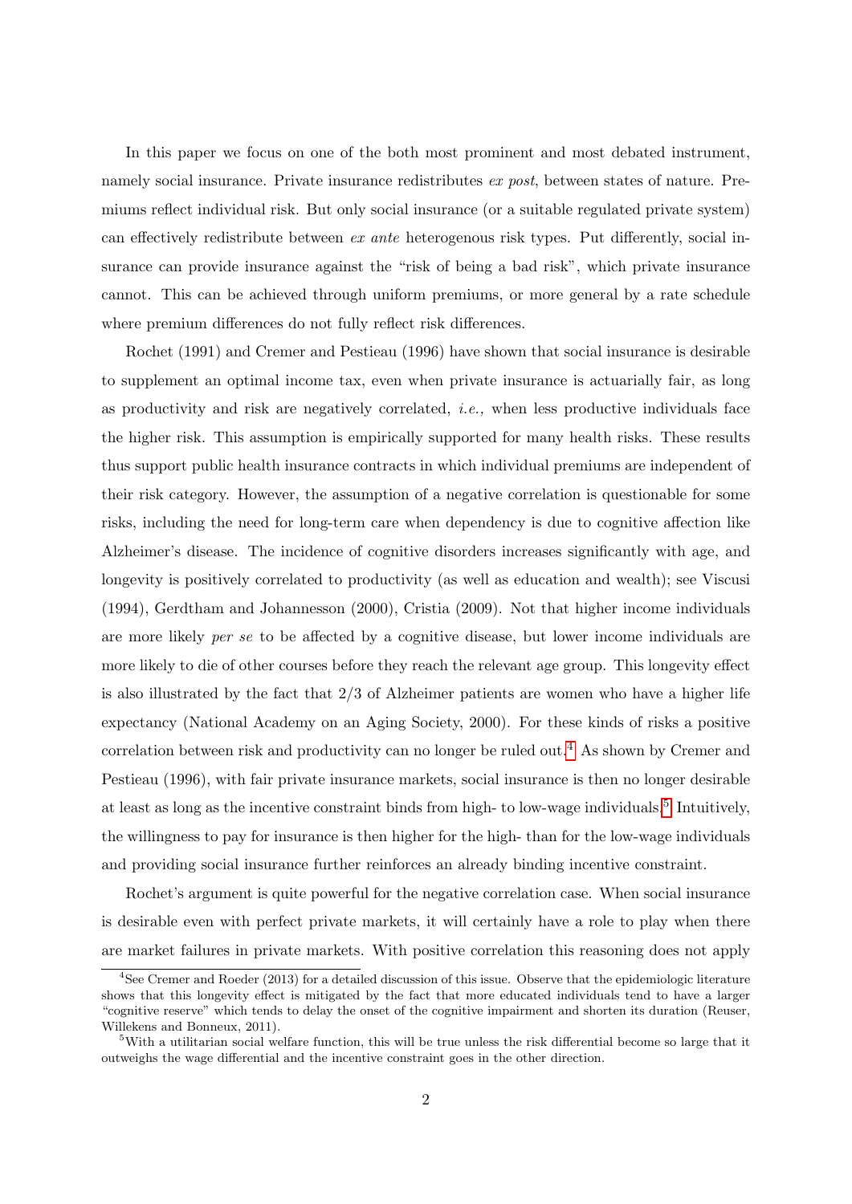In this paper we focus on one of the both most prominent and most debated instrument, namely social insurance. Private insurance redistributes *ex post*, between states of nature. Premiums reflect individual risk. But only social insurance (or a suitable regulated private system) can effectively redistribute between *ex ante* heterogenous risk types. Put differently, social insurance can provide insurance against the "risk of being a bad risk", which private insurance cannot. This can be achieved through uniform premiums, or more general by a rate schedule where premium differences do not fully reflect risk differences.

Rochet (1991) and Cremer and Pestieau (1996) have shown that social insurance is desirable to supplement an optimal income tax, even when private insurance is actuarially fair, as long as productivity and risk are negatively correlated, *i.e.,* when less productive individuals face the higher risk. This assumption is empirically supported for many health risks. These results thus support public health insurance contracts in which individual premiums are independent of their risk category. However, the assumption of a negative correlation is questionable for some risks, including the need for long-term care when dependency is due to cognitive affection like Alzheimer's disease. The incidence of cognitive disorders increases significantly with age, and longevity is positively correlated to productivity (as well as education and wealth); see Viscusi (1994), Gerdtham and Johannesson (2000), Cristia (2009). Not that higher income individuals are more likely *per se* to be affected by a cognitive disease, but lower income individuals are more likely to die of other courses before they reach the relevant age group. This longevity effect is also illustrated by the fact that 2/3 of Alzheimer patients are women who have a higher life expectancy (National Academy on an Aging Society, 2000). For these kinds of risks a positive correlation between risk and productivity can no longer be ruled out.[4] As shown by Cremer and Pestieau (1996), with fair private insurance markets, social insurance is then no longer desirable at least as long as the incentive constraint binds from high- to low-wage individuals.[5] Intuitively, the willingness to pay for insurance is then higher for the high- than for the low-wage individuals and providing social insurance further reinforces an already binding incentive constraint.

Rochet's argument is quite powerful for the negative correlation case. When social insurance is desirable even with perfect private markets, it will certainly have a role to play when there are market failures in private markets. With positive correlation this reasoning does not apply

[4] See Cremer and Roeder (2013) for a detailed discussion of this issue. Observe that the epidemiologic literature shows that this longevity effect is mitigated by the fact that more educated individuals tend to have a larger "cognitive reserve" which tends to delay the onset of the cognitive impairment and shorten its duration (Reuser, Willekens and Bonneux, 2011).

[5] With a utilitarian social welfare function, this will be true unless the risk differential become so large that it outweighs the wage differential and the incentive constraint goes in the other direction.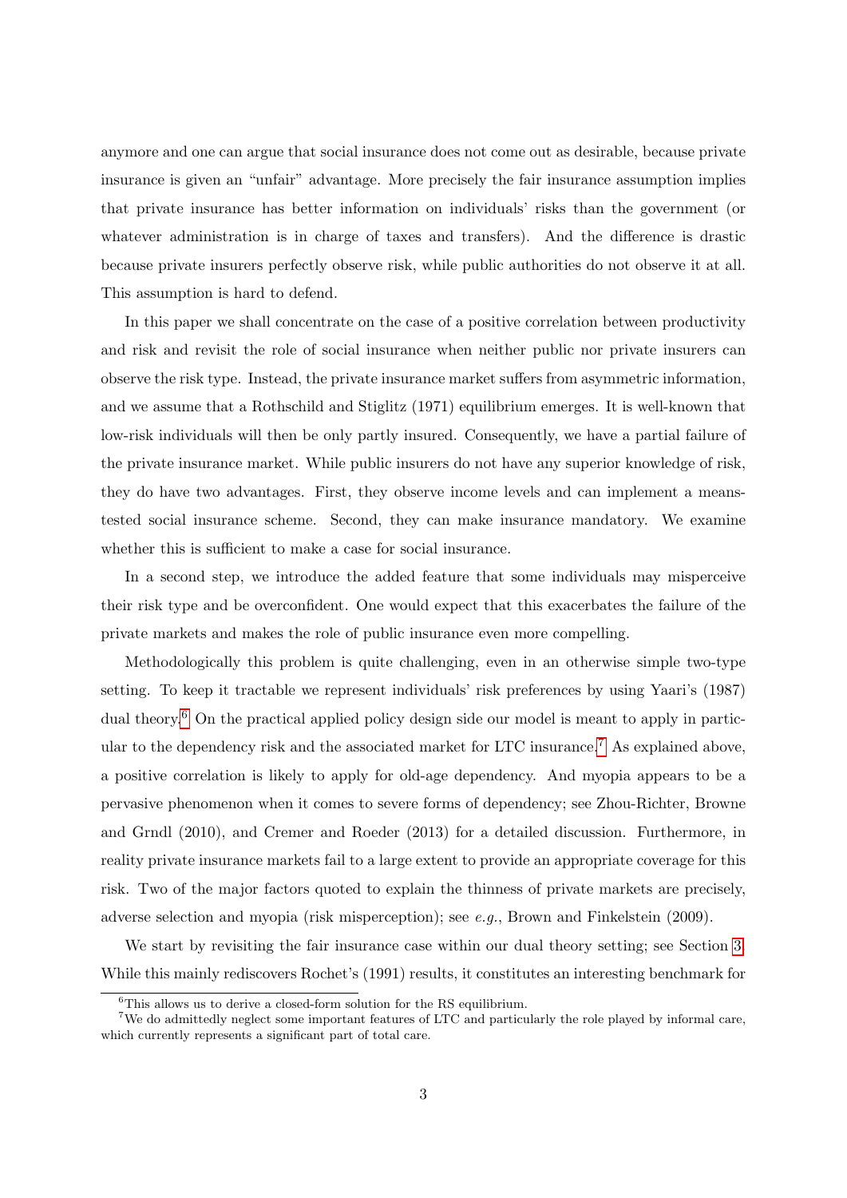anymore and one can argue that social insurance does not come out as desirable, because private insurance is given an "unfair" advantage. More precisely the fair insurance assumption implies that private insurance has better information on individuals' risks than the government (or whatever administration is in charge of taxes and transfers). And the difference is drastic because private insurers perfectly observe risk, while public authorities do not observe it at all. This assumption is hard to defend.

In this paper we shall concentrate on the case of a positive correlation between productivity and risk and revisit the role of social insurance when neither public nor private insurers can observe the risk type. Instead, the private insurance market suffers from asymmetric information, and we assume that a Rothschild and Stiglitz (1971) equilibrium emerges. It is well-known that low-risk individuals will then be only partly insured. Consequently, we have a partial failure of the private insurance market. While public insurers do not have any superior knowledge of risk, they do have two advantages. First, they observe income levels and can implement a means-tested social insurance scheme. Second, they can make insurance mandatory. We examine whether this is sufficient to make a case for social insurance.

In a second step, we introduce the added feature that some individuals may misperceive their risk type and be overconfident. One would expect that this exacerbates the failure of the private markets and makes the role of public insurance even more compelling.

Methodologically this problem is quite challenging, even in an otherwise simple two-type setting. To keep it tractable we represent individuals' risk preferences by using Yaari's (1987) dual theory.[6] On the practical applied policy design side our model is meant to apply in particular to the dependency risk and the associated market for LTC insurance.[7] As explained above, a positive correlation is likely to apply for old-age dependency. And myopia appears to be a pervasive phenomenon when it comes to severe forms of dependency; see Zhou-Richter, Browne and Grndl (2010), and Cremer and Roeder (2013) for a detailed discussion. Furthermore, in reality private insurance markets fail to a large extent to provide an appropriate coverage for this risk. Two of the major factors quoted to explain the thinness of private markets are precisely, adverse selection and myopia (risk misperception); see *e.g.*, Brown and Finkelstein (2009).

We start by revisiting the fair insurance case within our dual theory setting; see Section 3. While this mainly rediscovers Rochet's (1991) results, it constitutes an interesting benchmark for

[6] This allows us to derive a closed-form solution for the RS equilibrium.

[7] We do admittedly neglect some important features of LTC and particularly the role played by informal care, which currently represents a significant part of total care.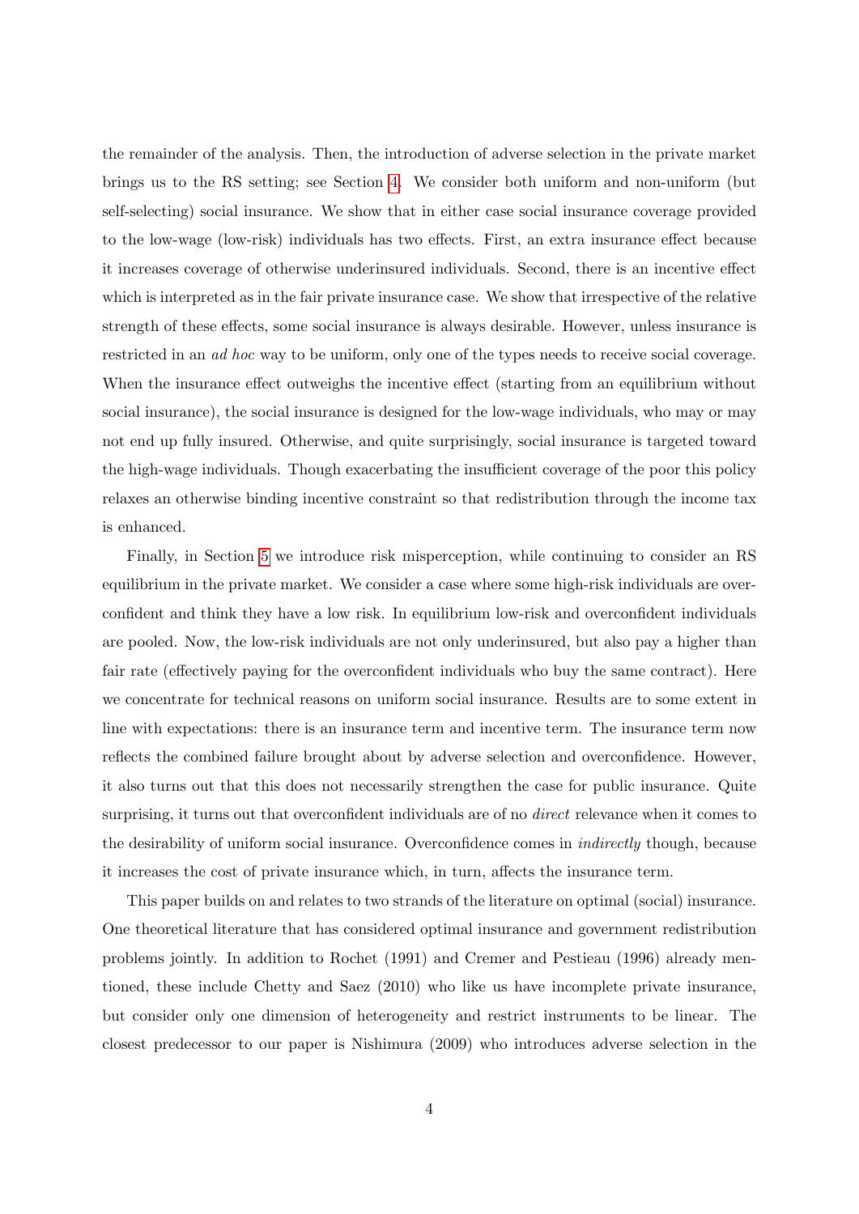the remainder of the analysis. Then, the introduction of adverse selection in the private market brings us to the RS setting; see Section 4. We consider both uniform and non-uniform (but self-selecting) social insurance. We show that in either case social insurance coverage provided to the low-wage (low-risk) individuals has two effects. First, an extra insurance effect because it increases coverage of otherwise underinsured individuals. Second, there is an incentive effect which is interpreted as in the fair private insurance case. We show that irrespective of the relative strength of these effects, some social insurance is always desirable. However, unless insurance is restricted in an *ad hoc* way to be uniform, only one of the types needs to receive social coverage. When the insurance effect outweighs the incentive effect (starting from an equilibrium without social insurance), the social insurance is designed for the low-wage individuals, who may or may not end up fully insured. Otherwise, and quite surprisingly, social insurance is targeted toward the high-wage individuals. Though exacerbating the insufficient coverage of the poor this policy relaxes an otherwise binding incentive constraint so that redistribution through the income tax is enhanced.

Finally, in Section 5 we introduce risk misperception, while continuing to consider an RS equilibrium in the private market. We consider a case where some high-risk individuals are overconfident and think they have a low risk. In equilibrium low-risk and overconfident individuals are pooled. Now, the low-risk individuals are not only underinsured, but also pay a higher than fair rate (effectively paying for the overconfident individuals who buy the same contract). Here we concentrate for technical reasons on uniform social insurance. Results are to some extent in line with expectations: there is an insurance term and incentive term. The insurance term now reflects the combined failure brought about by adverse selection and overconfidence. However, it also turns out that this does not necessarily strengthen the case for public insurance. Quite surprising, it turns out that overconfident individuals are of no *direct* relevance when it comes to the desirability of uniform social insurance. Overconfidence comes in *indirectly* though, because it increases the cost of private insurance which, in turn, affects the insurance term.

This paper builds on and relates to two strands of the literature on optimal (social) insurance. One theoretical literature that has considered optimal insurance and government redistribution problems jointly. In addition to Rochet (1991) and Cremer and Pestieau (1996) already mentioned, these include Chetty and Saez (2010) who like us have incomplete private insurance, but consider only one dimension of heterogeneity and restrict instruments to be linear. The closest predecessor to our paper is Nishimura (2009) who introduces adverse selection in the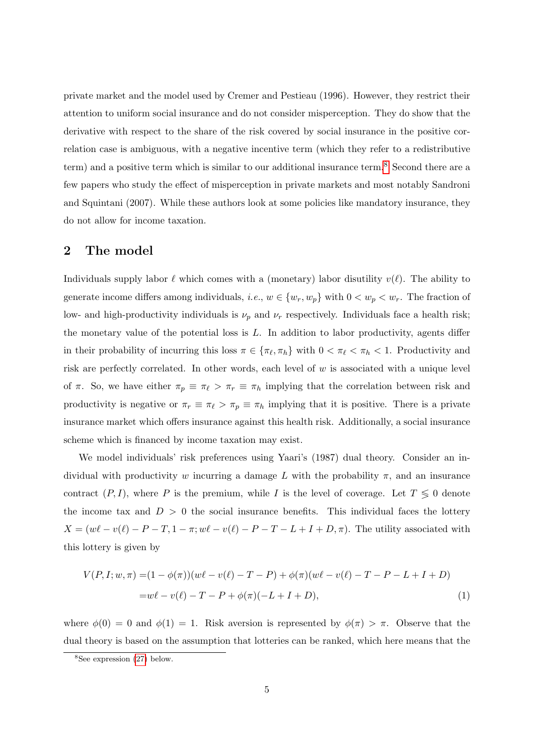private market and the model used by Cremer and Pestieau (1996). However, they restrict their attention to uniform social insurance and do not consider misperception. They do show that the derivative with respect to the share of the risk covered by social insurance in the positive correlation case is ambiguous, with a negative incentive term (which they refer to a redistributive term) and a positive term which is similar to our additional insurance term.[8] Second there are a few papers who study the effect of misperception in private markets and most notably Sandroni and Squintani (2007). While these authors look at some policies like mandatory insurance, they do not allow for income taxation.

## 2 The model

Individuals supply labor $\ell$ which comes with a (monetary) labor disutility $v(\ell)$. The ability to generate income differs among individuals, *i.e.*, $w \in \{w_r, w_p\}$ with $0 < w_p < w_r$. The fraction of low- and high-productivity individuals is $\nu_p$ and $\nu_r$ respectively. Individuals face a health risk; the monetary value of the potential loss is $L$. In addition to labor productivity, agents differ in their probability of incurring this loss $\pi \in \{\pi_\ell, \pi_h\}$ with $0 < \pi_\ell < \pi_h < 1$. Productivity and risk are perfectly correlated. In other words, each level of $w$ is associated with a unique level of $\pi$. So, we have either $\pi_p \equiv \pi_\ell > \pi_r \equiv \pi_h$ implying that the correlation between risk and productivity is negative or $\pi_r \equiv \pi_\ell > \pi_p \equiv \pi_h$ implying that it is positive. There is a private insurance market which offers insurance against this health risk. Additionally, a social insurance scheme which is financed by income taxation may exist.

We model individuals' risk preferences using Yaari's (1987) dual theory. Consider an individual with productivity $w$ incurring a damage $L$ with the probability $\pi$, and an insurance contract $(P, I)$, where $P$ is the premium, while $I$ is the level of coverage. Let $T \lesseqgtr 0$ denote the income tax and $D > 0$ the social insurance benefits. This individual faces the lottery $X = (w\ell - v(\ell) - P - T, 1 - \pi; w\ell - v(\ell) - P - T - L + I + D, \pi)$. The utility associated with this lottery is given by

$$
\begin{aligned}
V(P, I; w, \pi) =& (1 - \phi(\pi))(w\ell - v(\ell) - T - P) + \phi(\pi)(w\ell - v(\ell) - T - P - L + I + D) \\
=& w\ell - v(\ell) - T - P + \phi(\pi)(-L + I + D),
\end{aligned}
\tag{1}
$$

where $\phi(0) = 0$ and $\phi(1) = 1$. Risk aversion is represented by $\phi(\pi) > \pi$. Observe that the dual theory is based on the assumption that lotteries can be ranked, which here means that the

[8] See expression (27) below.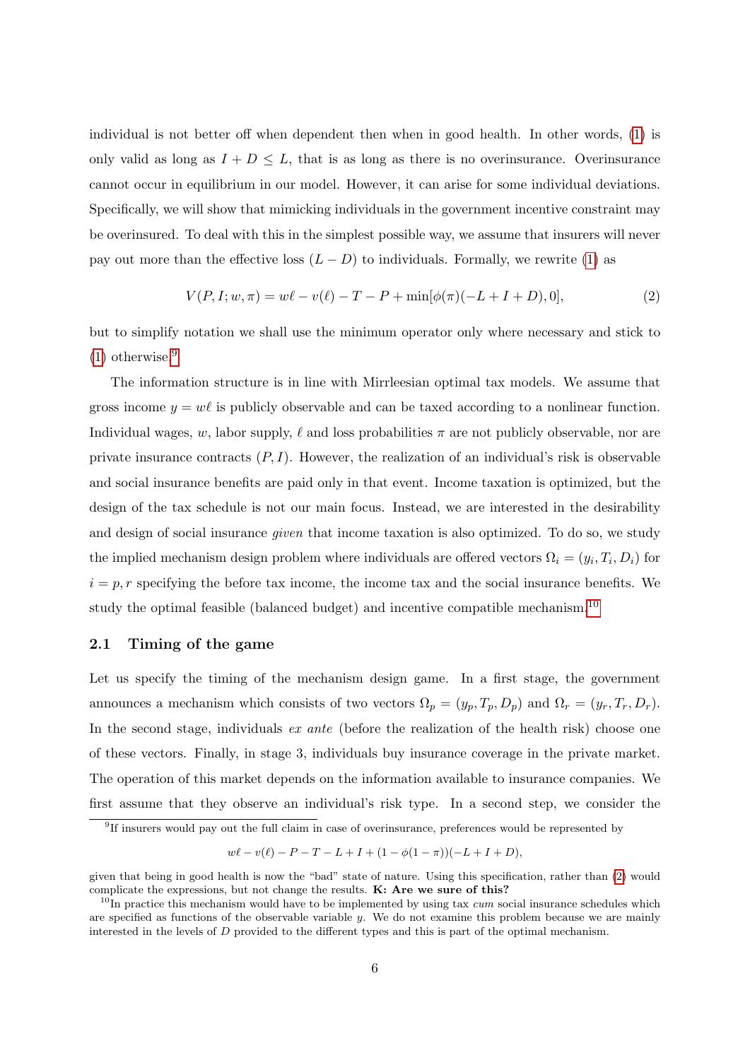individual is not better off when dependent then when in good health. In other words, (1) is only valid as long as $I + D \leq L$, that is as long as there is no overinsurance. Overinsurance cannot occur in equilibrium in our model. However, it can arise for some individual deviations. Specifically, we will show that mimicking individuals in the government incentive constraint may be overinsured. To deal with this in the simplest possible way, we assume that insurers will never pay out more than the effective loss $(L - D)$ to individuals. Formally, we rewrite (1) as

$$V(P, I; w, \pi) = w\ell - v(\ell) - T - P + \min[\phi(\pi)(-L + I + D), 0], \tag{2}$$

but to simplify notation we shall use the minimum operator only where necessary and stick to (1) otherwise.[9]

The information structure is in line with Mirrleesian optimal tax models. We assume that gross income $y = w\ell$ is publicly observable and can be taxed according to a nonlinear function. Individual wages, $w$, labor supply, $\ell$ and loss probabilities $\pi$ are not publicly observable, nor are private insurance contracts $(P, I)$. However, the realization of an individual's risk is observable and social insurance benefits are paid only in that event. Income taxation is optimized, but the design of the tax schedule is not our main focus. Instead, we are interested in the desirability and design of social insurance *given* that income taxation is also optimized. To do so, we study the implied mechanism design problem where individuals are offered vectors $\Omega_i = (y_i, T_i, D_i)$ for $i = p, r$ specifying the before tax income, the income tax and the social insurance benefits. We study the optimal feasible (balanced budget) and incentive compatible mechanism.[10]

### 2.1 Timing of the game

Let us specify the timing of the mechanism design game. In a first stage, the government announces a mechanism which consists of two vectors $\Omega_p = (y_p, T_p, D_p)$ and $\Omega_r = (y_r, T_r, D_r)$. In the second stage, individuals *ex ante* (before the realization of the health risk) choose one of these vectors. Finally, in stage 3, individuals buy insurance coverage in the private market. The operation of this market depends on the information available to insurance companies. We first assume that they observe an individual's risk type. In a second step, we consider the

---

[9] If insurers would pay out the full claim in case of overinsurance, preferences would be represented by

$$w\ell - v(\ell) - P - T - L + I + (1 - \phi(1 - \pi))(-L + I + D),$$

given that being in good health is now the "bad" state of nature. Using this specification, rather than (2) would complicate the expressions, but not change the results. **K: Are we sure of this?**

[10] In practice this mechanism would have to be implemented by using tax *cum* social insurance schedules which are specified as functions of the observable variable $y$. We do not examine this problem because we are mainly interested in the levels of $D$ provided to the different types and this is part of the optimal mechanism.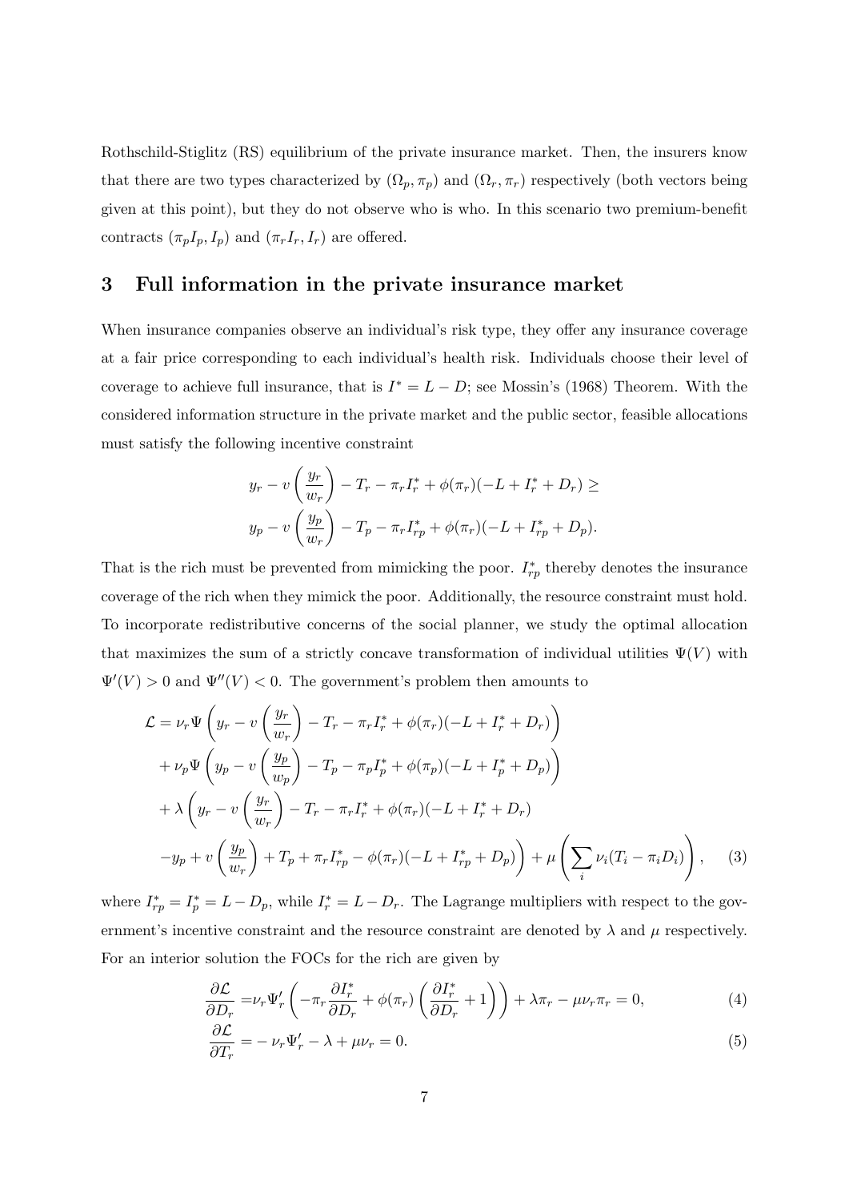Rothschild-Stiglitz (RS) equilibrium of the private insurance market. Then, the insurers know that there are two types characterized by $(\Omega_p, \pi_p)$ and $(\Omega_r, \pi_r)$ respectively (both vectors being given at this point), but they do not observe who is who. In this scenario two premium-benefit contracts $(\pi_p I_p, I_p)$ and $(\pi_r I_r, I_r)$ are offered.

## 3 Full information in the private insurance market

When insurance companies observe an individual's risk type, they offer any insurance coverage at a fair price corresponding to each individual's health risk. Individuals choose their level of coverage to achieve full insurance, that is $I^* = L - D$; see Mossin's (1968) Theorem. With the considered information structure in the private market and the public sector, feasible allocations must satisfy the following incentive constraint

$$
\begin{aligned}
& y_r - v\left(\frac{y_r}{w_r}\right) - T_r - \pi_r I_r^* + \phi(\pi_r)(-L + I_r^* + D_r) \geq \\
& y_p - v\left(\frac{y_p}{w_r}\right) - T_p - \pi_r I_{rp}^* + \phi(\pi_r)(-L + I_{rp}^* + D_p).
\end{aligned}
$$

That is the rich must be prevented from mimicking the poor. $I_{rp}^*$ thereby denotes the insurance coverage of the rich when they mimick the poor. Additionally, the resource constraint must hold. To incorporate redistributive concerns of the social planner, we study the optimal allocation that maximizes the sum of a strictly concave transformation of individual utilities $\Psi(V)$ with $\Psi'(V) > 0$ and $\Psi''(V) < 0$. The government's problem then amounts to

$$
\begin{aligned}
\mathcal{L} = & \nu_r \Psi\left(y_r - v\left(\frac{y_r}{w_r}\right) - T_r - \pi_r I_r^* + \phi(\pi_r)(-L + I_r^* + D_r)\right) \\
& + \nu_p \Psi\left(y_p - v\left(\frac{y_p}{w_p}\right) - T_p - \pi_p I_p^* + \phi(\pi_p)(-L + I_p^* + D_p)\right) \\
& + \lambda\left(y_r - v\left(\frac{y_r}{w_r}\right) - T_r - \pi_r I_r^* + \phi(\pi_r)(-L + I_r^* + D_r)\right. \\
& \left. - y_p + v\left(\frac{y_p}{w_r}\right) + T_p + \pi_r I_{rp}^* - \phi(\pi_r)(-L + I_{rp}^* + D_p)\right) + \mu\left(\sum_i \nu_i (T_i - \pi_i D_i)\right), \qquad (3)
\end{aligned}
$$

where $I_{rp}^* = I_p^* = L - D_p$, while $I_r^* = L - D_r$. The Lagrange multipliers with respect to the government's incentive constraint and the resource constraint are denoted by $\lambda$ and $\mu$ respectively. For an interior solution the FOCs for the rich are given by

$$
\frac{\partial \mathcal{L}}{\partial D_r} = \nu_r \Psi_r' \left(-\pi_r \frac{\partial I_r^*}{\partial D_r} + \phi(\pi_r)\left(\frac{\partial I_r^*}{\partial D_r} + 1\right)\right) + \lambda \pi_r - \mu \nu_r \pi_r = 0, \qquad (4)
$$

$$
\frac{\partial \mathcal{L}}{\partial T_r} = -\nu_r \Psi_r' - \lambda + \mu \nu_r = 0. \qquad (5)
$$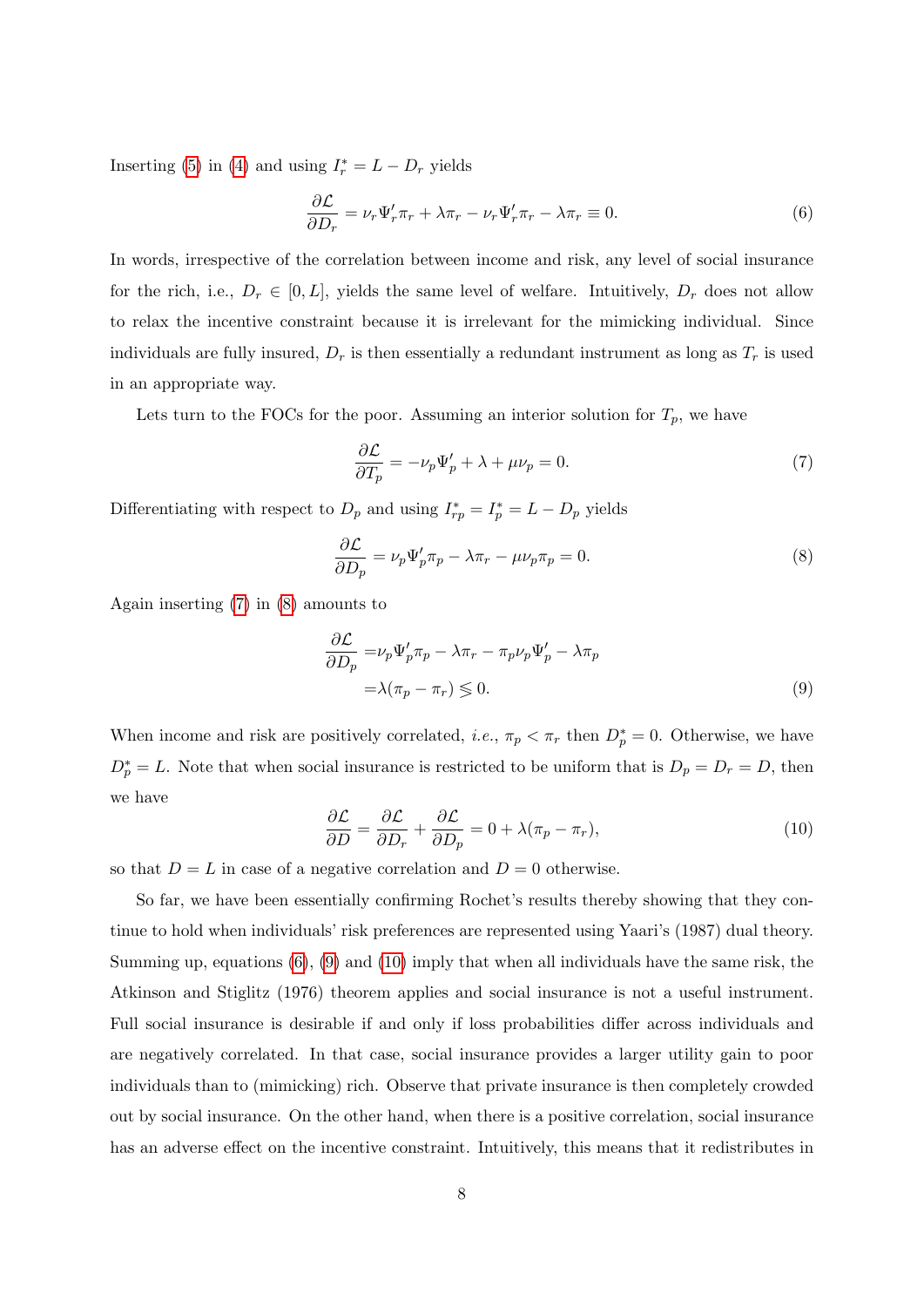Inserting (5) in (4) and using $I_r^* = L - D_r$ yields

$$\frac{\partial \mathcal{L}}{\partial D_r} = \nu_r \Psi_r' \pi_r + \lambda \pi_r - \nu_r \Psi_r' \pi_r - \lambda \pi_r \equiv 0. \tag{6}$$

In words, irrespective of the correlation between income and risk, any level of social insurance for the rich, i.e., $D_r \in [0, L]$, yields the same level of welfare. Intuitively, $D_r$ does not allow to relax the incentive constraint because it is irrelevant for the mimicking individual. Since individuals are fully insured, $D_r$ is then essentially a redundant instrument as long as $T_r$ is used in an appropriate way.

Lets turn to the FOCs for the poor. Assuming an interior solution for $T_p$, we have

$$\frac{\partial \mathcal{L}}{\partial T_p} = -\nu_p \Psi_p' + \lambda + \mu \nu_p = 0. \tag{7}$$

Differentiating with respect to $D_p$ and using $I_{rp}^* = I_p^* = L - D_p$ yields

$$\frac{\partial \mathcal{L}}{\partial D_p} = \nu_p \Psi_p' \pi_p - \lambda \pi_r - \mu \nu_p \pi_p = 0. \tag{8}$$

Again inserting (7) in (8) amounts to

$$\begin{aligned} \frac{\partial \mathcal{L}}{\partial D_p} =& \nu_p \Psi_p' \pi_p - \lambda \pi_r - \pi_p \nu_p \Psi_p' - \lambda \pi_p \\ =& \lambda(\pi_p - \pi_r) \lessgtr 0. \end{aligned} \tag{9}$$

When income and risk are positively correlated, *i.e.*, $\pi_p < \pi_r$ then $D_p^* = 0$. Otherwise, we have $D_p^* = L$. Note that when social insurance is restricted to be uniform that is $D_p = D_r = D$, then we have

$$\frac{\partial \mathcal{L}}{\partial D} = \frac{\partial \mathcal{L}}{\partial D_r} + \frac{\partial \mathcal{L}}{\partial D_p} = 0 + \lambda(\pi_p - \pi_r), \tag{10}$$

so that $D = L$ in case of a negative correlation and $D = 0$ otherwise.

So far, we have been essentially confirming Rochet's results thereby showing that they continue to hold when individuals' risk preferences are represented using Yaari's (1987) dual theory. Summing up, equations (6), (9) and (10) imply that when all individuals have the same risk, the Atkinson and Stiglitz (1976) theorem applies and social insurance is not a useful instrument. Full social insurance is desirable if and only if loss probabilities differ across individuals and are negatively correlated. In that case, social insurance provides a larger utility gain to poor individuals than to (mimicking) rich. Observe that private insurance is then completely crowded out by social insurance. On the other hand, when there is a positive correlation, social insurance has an adverse effect on the incentive constraint. Intuitively, this means that it redistributes in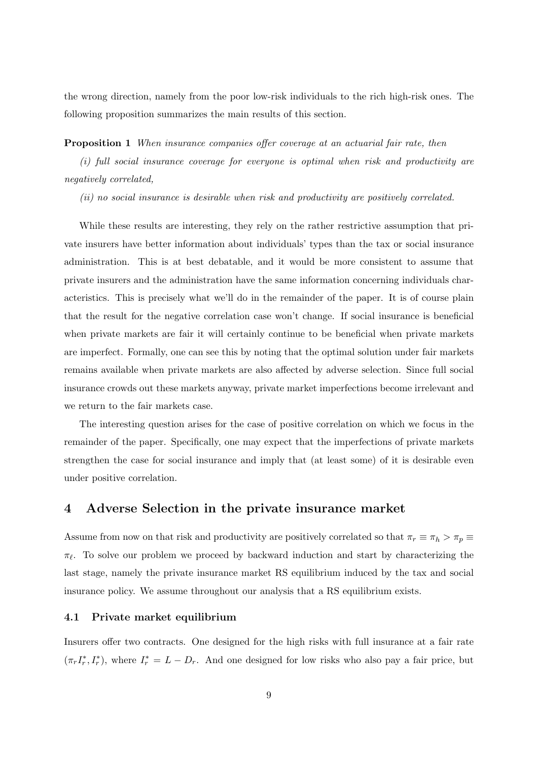the wrong direction, namely from the poor low-risk individuals to the rich high-risk ones. The following proposition summarizes the main results of this section.

**Proposition 1** *When insurance companies offer coverage at an actuarial fair rate, then*

*(i) full social insurance coverage for everyone is optimal when risk and productivity are negatively correlated,*

*(ii) no social insurance is desirable when risk and productivity are positively correlated.*

While these results are interesting, they rely on the rather restrictive assumption that private insurers have better information about individuals' types than the tax or social insurance administration. This is at best debatable, and it would be more consistent to assume that private insurers and the administration have the same information concerning individuals characteristics. This is precisely what we'll do in the remainder of the paper. It is of course plain that the result for the negative correlation case won't change. If social insurance is beneficial when private markets are fair it will certainly continue to be beneficial when private markets are imperfect. Formally, one can see this by noting that the optimal solution under fair markets remains available when private markets are also affected by adverse selection. Since full social insurance crowds out these markets anyway, private market imperfections become irrelevant and we return to the fair markets case.

The interesting question arises for the case of positive correlation on which we focus in the remainder of the paper. Specifically, one may expect that the imperfections of private markets strengthen the case for social insurance and imply that (at least some) of it is desirable even under positive correlation.

# 4 Adverse Selection in the private insurance market

Assume from now on that risk and productivity are positively correlated so that $\pi_r \equiv \pi_h > \pi_p \equiv \pi_\ell$. To solve our problem we proceed by backward induction and start by characterizing the last stage, namely the private insurance market RS equilibrium induced by the tax and social insurance policy. We assume throughout our analysis that a RS equilibrium exists.

## 4.1 Private market equilibrium

Insurers offer two contracts. One designed for the high risks with full insurance at a fair rate $(\pi_r I_r^*, I_r^*)$, where $I_r^* = L - D_r$. And one designed for low risks who also pay a fair price, but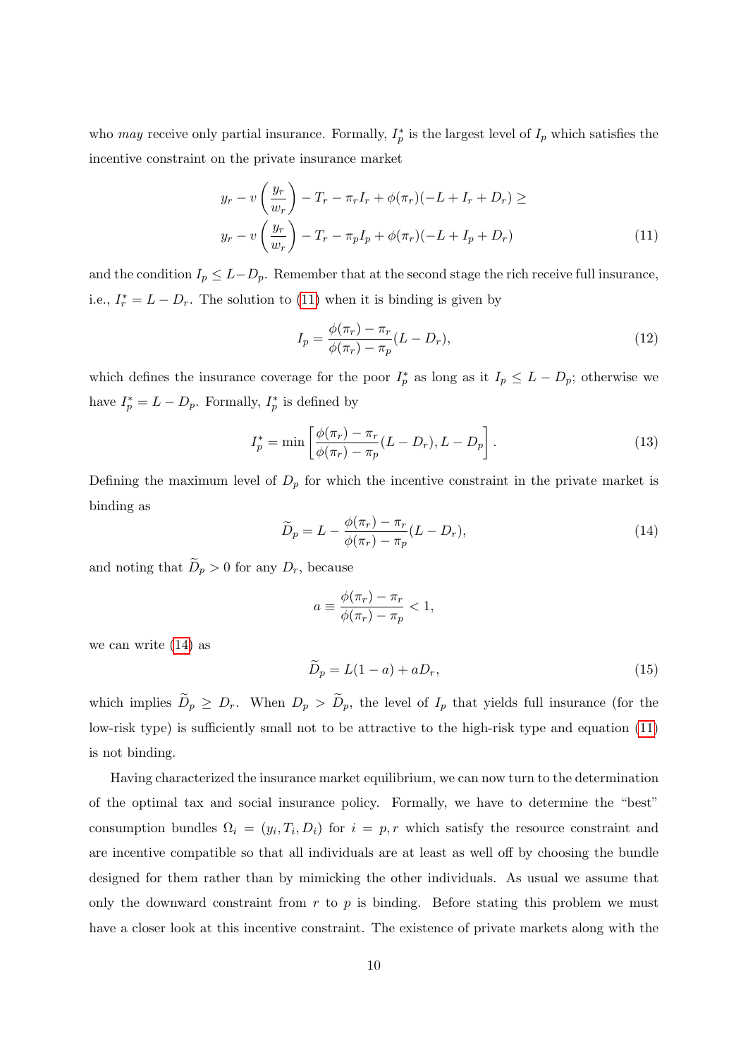who *may* receive only partial insurance. Formally, $I_p^*$ is the largest level of $I_p$ which satisfies the incentive constraint on the private insurance market

$$
\begin{aligned}
& y_r - v\left(\frac{y_r}{w_r}\right) - T_r - \pi_r I_r + \phi(\pi_r)(-L + I_r + D_r) \geq \\
& y_r - v\left(\frac{y_r}{w_r}\right) - T_r - \pi_p I_p + \phi(\pi_r)(-L + I_p + D_r)
\end{aligned} \tag{11}
$$

and the condition $I_p \leq L - D_p$. Remember that at the second stage the rich receive full insurance, i.e., $I_r^* = L - D_r$. The solution to (11) when it is binding is given by

$$
I_p = \frac{\phi(\pi_r) - \pi_r}{\phi(\pi_r) - \pi_p}(L - D_r), \tag{12}
$$

which defines the insurance coverage for the poor $I_p^*$ as long as it $I_p \leq L - D_p$; otherwise we have $I_p^* = L - D_p$. Formally, $I_p^*$ is defined by

$$
I_p^* = \min\left[\frac{\phi(\pi_r) - \pi_r}{\phi(\pi_r) - \pi_p}(L - D_r), L - D_p\right]. \tag{13}
$$

Defining the maximum level of $D_p$ for which the incentive constraint in the private market is binding as

$$
\widetilde{D}_p = L - \frac{\phi(\pi_r) - \pi_r}{\phi(\pi_r) - \pi_p}(L - D_r), \tag{14}
$$

and noting that $\widetilde{D}_p > 0$ for any $D_r$, because

$$
a \equiv \frac{\phi(\pi_r) - \pi_r}{\phi(\pi_r) - \pi_p} < 1,
$$

we can write (14) as

$$
\widetilde{D}_p = L(1 - a) + aD_r, \tag{15}
$$

which implies $\widetilde{D}_p \geq D_r$. When $D_p > \widetilde{D}_p$, the level of $I_p$ that yields full insurance (for the low-risk type) is sufficiently small not to be attractive to the high-risk type and equation (11) is not binding.

Having characterized the insurance market equilibrium, we can now turn to the determination of the optimal tax and social insurance policy. Formally, we have to determine the "best" consumption bundles $\Omega_i = (y_i, T_i, D_i)$ for $i = p, r$ which satisfy the resource constraint and are incentive compatible so that all individuals are at least as well off by choosing the bundle designed for them rather than by mimicking the other individuals. As usual we assume that only the downward constraint from $r$ to $p$ is binding. Before stating this problem we must have a closer look at this incentive constraint. The existence of private markets along with the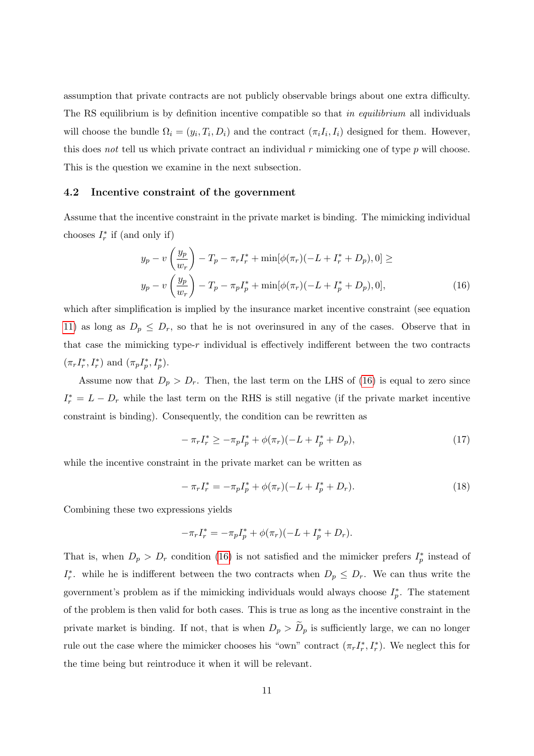assumption that private contracts are not publicly observable brings about one extra difficulty. The RS equilibrium is by definition incentive compatible so that *in equilibrium* all individuals will choose the bundle $\Omega_i = (y_i, T_i, D_i)$ and the contract $(\pi_i I_i, I_i)$ designed for them. However, this does *not* tell us which private contract an individual $r$ mimicking one of type $p$ will choose. This is the question we examine in the next subsection.

### 4.2 Incentive constraint of the government

Assume that the incentive constraint in the private market is binding. The mimicking individual chooses $I_r^*$ if (and only if)

$$
\begin{aligned}
& y_p - v\left(\frac{y_p}{w_r}\right) - T_p - \pi_r I_r^* + \min[\phi(\pi_r)(-L + I_r^* + D_p), 0] \geq \\
& y_p - v\left(\frac{y_p}{w_r}\right) - T_p - \pi_p I_p^* + \min[\phi(\pi_r)(-L + I_p^* + D_p), 0],
\end{aligned} \tag{16}
$$

which after simplification is implied by the insurance market incentive constraint (see equation 11) as long as $D_p \leq D_r$, so that he is not overinsured in any of the cases. Observe that in that case the mimicking type-$r$ individual is effectively indifferent between the two contracts $(\pi_r I_r^*, I_r^*)$ and $(\pi_p I_p^*, I_p^*)$.

Assume now that $D_p > D_r$. Then, the last term on the LHS of (16) is equal to zero since $I_r^* = L - D_r$ while the last term on the RHS is still negative (if the private market incentive constraint is binding). Consequently, the condition can be rewritten as

$$
-\pi_r I_r^* \geq -\pi_p I_p^* + \phi(\pi_r)(-L + I_p^* + D_p), \tag{17}
$$

while the incentive constraint in the private market can be written as

$$
-\pi_r I_r^* = -\pi_p I_p^* + \phi(\pi_r)(-L + I_p^* + D_r). \tag{18}
$$

Combining these two expressions yields

$$
-\pi_r I_r^* = -\pi_p I_p^* + \phi(\pi_r)(-L + I_p^* + D_r).
$$

That is, when $D_p > D_r$ condition (16) is not satisfied and the mimicker prefers $I_p^*$ instead of $I_r^*$. while he is indifferent between the two contracts when $D_p \leq D_r$. We can thus write the government's problem as if the mimicking individuals would always choose $I_p^*$. The statement of the problem is then valid for both cases. This is true as long as the incentive constraint in the private market is binding. If not, that is when $D_p > \widetilde{D}_p$ is sufficiently large, we can no longer rule out the case where the mimicker chooses his "own" contract $(\pi_r I_r^*, I_r^*)$. We neglect this for the time being but reintroduce it when it will be relevant.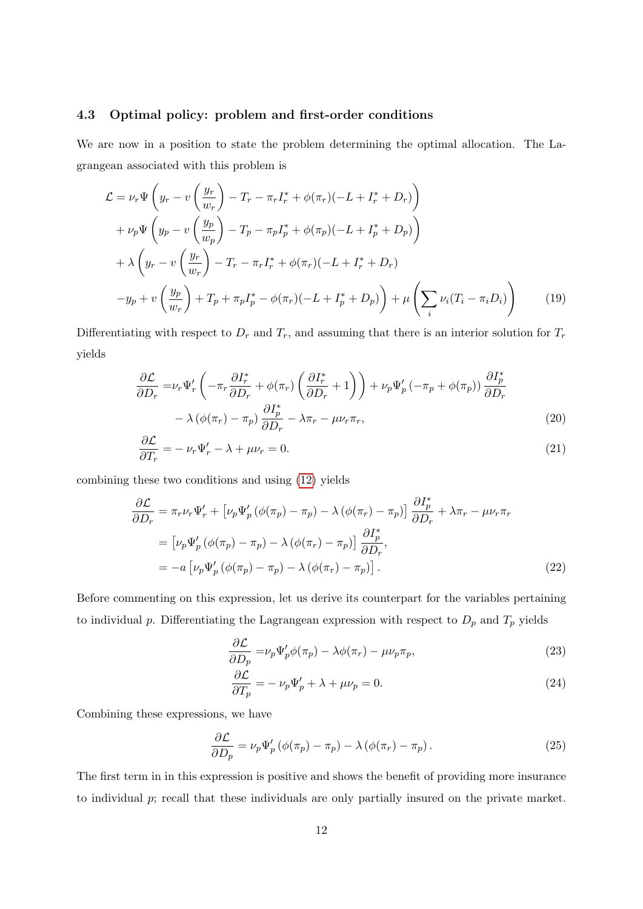### 4.3 Optimal policy: problem and first-order conditions

We are now in a position to state the problem determining the optimal allocation. The Lagrangean associated with this problem is

$$
\begin{aligned}
\mathcal{L} = {} & \nu_r \Psi\left(y_r - v\left(\frac{y_r}{w_r}\right) - T_r - \pi_r I_r^* + \phi(\pi_r)(-L + I_r^* + D_r)\right) \\
& + \nu_p \Psi\left(y_p - v\left(\frac{y_p}{w_p}\right) - T_p - \pi_p I_p^* + \phi(\pi_p)(-L + I_p^* + D_p)\right) \\
& + \lambda \left(y_r - v\left(\frac{y_r}{w_r}\right) - T_r - \pi_r I_r^* + \phi(\pi_r)(-L + I_r^* + D_r)\right. \\
& \left. -y_p + v\left(\frac{y_p}{w_r}\right) + T_p + \pi_p I_p^* - \phi(\pi_r)(-L + I_p^* + D_p)\right) + \mu\left(\sum_i \nu_i (T_i - \pi_i D_i)\right) \qquad (19)
\end{aligned}
$$

Differentiating with respect to $D_r$ and $T_r$, and assuming that there is an interior solution for $T_r$ yields

$$
\begin{aligned}
\frac{\partial \mathcal{L}}{\partial D_r} = {} & \nu_r \Psi_r' \left(-\pi_r \frac{\partial I_r^*}{\partial D_r} + \phi(\pi_r)\left(\frac{\partial I_r^*}{\partial D_r} + 1\right)\right) + \nu_p \Psi_p' \left(-\pi_p + \phi(\pi_p)\right) \frac{\partial I_p^*}{\partial D_r} \\
& - \lambda \left(\phi(\pi_r) - \pi_p\right) \frac{\partial I_p^*}{\partial D_r} - \lambda \pi_r - \mu \nu_r \pi_r, \qquad (20)
\end{aligned}
$$

$$
\frac{\partial \mathcal{L}}{\partial T_r} = - \nu_r \Psi_r' - \lambda + \mu \nu_r = 0. \qquad (21)
$$

combining these two conditions and using (12) yields

$$
\begin{aligned}
\frac{\partial \mathcal{L}}{\partial D_r} & = \pi_r \nu_r \Psi_r' + \left[\nu_p \Psi_p' \left(\phi(\pi_p) - \pi_p\right) - \lambda \left(\phi(\pi_r) - \pi_p\right)\right] \frac{\partial I_p^*}{\partial D_r} + \lambda \pi_r - \mu \nu_r \pi_r \\
& = \left[\nu_p \Psi_p' \left(\phi(\pi_p) - \pi_p\right) - \lambda \left(\phi(\pi_r) - \pi_p\right)\right] \frac{\partial I_p^*}{\partial D_r}, \\
& = -a \left[\nu_p \Psi_p' \left(\phi(\pi_p) - \pi_p\right) - \lambda \left(\phi(\pi_r) - \pi_p\right)\right]. \qquad (22)
\end{aligned}
$$

Before commenting on this expression, let us derive its counterpart for the variables pertaining to individual $p$. Differentiating the Lagrangean expression with respect to $D_p$ and $T_p$ yields

$$
\frac{\partial \mathcal{L}}{\partial D_p} = \nu_p \Psi_p' \phi(\pi_p) - \lambda \phi(\pi_r) - \mu \nu_p \pi_p, \qquad (23)
$$

$$
\frac{\partial \mathcal{L}}{\partial T_p} = - \nu_p \Psi_p' + \lambda + \mu \nu_p = 0. \qquad (24)
$$

Combining these expressions, we have

$$
\frac{\partial \mathcal{L}}{\partial D_p} = \nu_p \Psi_p' \left(\phi(\pi_p) - \pi_p\right) - \lambda \left(\phi(\pi_r) - \pi_p\right). \qquad (25)
$$

The first term in in this expression is positive and shows the benefit of providing more insurance to individual $p$; recall that these individuals are only partially insured on the private market.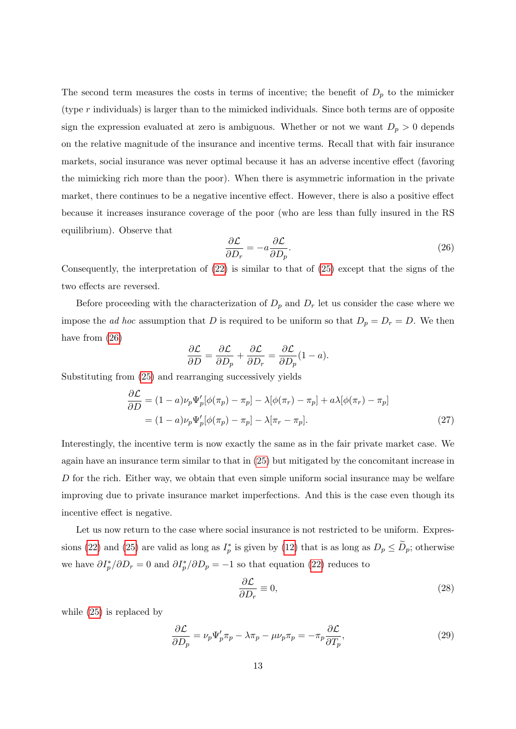The second term measures the costs in terms of incentive; the benefit of $D_p$ to the mimicker (type $r$ individuals) is larger than to the mimicked individuals. Since both terms are of opposite sign the expression evaluated at zero is ambiguous. Whether or not we want $D_p > 0$ depends on the relative magnitude of the insurance and incentive terms. Recall that with fair insurance markets, social insurance was never optimal because it has an adverse incentive effect (favoring the mimicking rich more than the poor). When there is asymmetric information in the private market, there continues to be a negative incentive effect. However, there is also a positive effect because it increases insurance coverage of the poor (who are less than fully insured in the RS equilibrium). Observe that

$$\frac{\partial \mathcal{L}}{\partial D_r} = -a \frac{\partial \mathcal{L}}{\partial D_p}. \tag{26}$$

Consequently, the interpretation of (22) is similar to that of (25) except that the signs of the two effects are reversed.

Before proceeding with the characterization of $D_p$ and $D_r$ let us consider the case where we impose the *ad hoc* assumption that $D$ is required to be uniform so that $D_p = D_r = D$. We then have from (26)

$$\frac{\partial \mathcal{L}}{\partial D} = \frac{\partial \mathcal{L}}{\partial D_p} + \frac{\partial \mathcal{L}}{\partial D_r} = \frac{\partial \mathcal{L}}{\partial D_p}(1-a).$$

Substituting from (25) and rearranging successively yields

$$\begin{aligned}\frac{\partial \mathcal{L}}{\partial D} &= (1-a)\nu_p \Psi_p'[\phi(\pi_p) - \pi_p] - \lambda[\phi(\pi_r) - \pi_p] + a\lambda[\phi(\pi_r) - \pi_p] \\ &= (1-a)\nu_p \Psi_p'[\phi(\pi_p) - \pi_p] - \lambda[\pi_r - \pi_p]. \end{aligned} \tag{27}$$

Interestingly, the incentive term is now exactly the same as in the fair private market case. We again have an insurance term similar to that in (25) but mitigated by the concomitant increase in $D$ for the rich. Either way, we obtain that even simple uniform social insurance may be welfare improving due to private insurance market imperfections. And this is the case even though its incentive effect is negative.

Let us now return to the case where social insurance is not restricted to be uniform. Expressions (22) and (25) are valid as long as $I_p^*$ is given by (12) that is as long as $D_p \leq \widetilde{D}_p$; otherwise we have $\partial I_p^*/\partial D_r = 0$ and $\partial I_p^*/\partial D_p = -1$ so that equation (22) reduces to

$$\frac{\partial \mathcal{L}}{\partial D_r} \equiv 0, \tag{28}$$

while (25) is replaced by

$$\frac{\partial \mathcal{L}}{\partial D_p} = \nu_p \Psi_p' \pi_p - \lambda \pi_p - \mu \nu_p \pi_p = -\pi_p \frac{\partial \mathcal{L}}{\partial T_p}, \tag{29}$$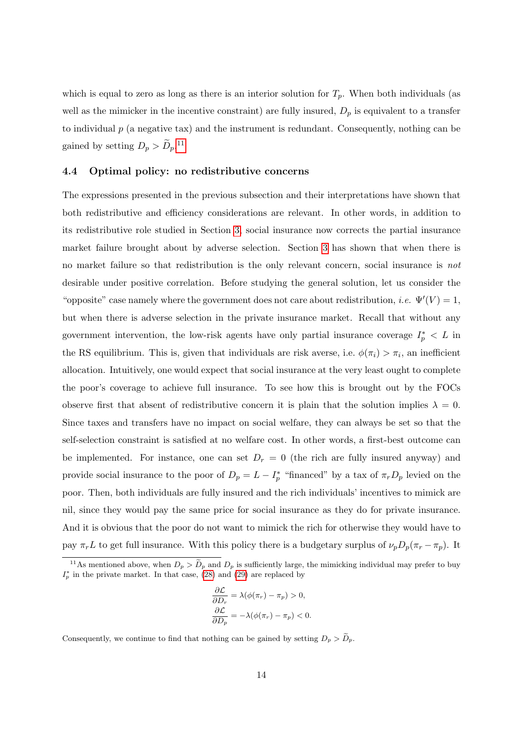which is equal to zero as long as there is an interior solution for $T_p$. When both individuals (as well as the mimicker in the incentive constraint) are fully insured, $D_p$ is equivalent to a transfer to individual $p$ (a negative tax) and the instrument is redundant. Consequently, nothing can be gained by setting $D_p > \widetilde{D}_p$.[11]

### 4.4 Optimal policy: no redistributive concerns

The expressions presented in the previous subsection and their interpretations have shown that both redistributive and efficiency considerations are relevant. In other words, in addition to its redistributive role studied in Section 3, social insurance now corrects the partial insurance market failure brought about by adverse selection. Section 3 has shown that when there is no market failure so that redistribution is the only relevant concern, social insurance is *not* desirable under positive correlation. Before studying the general solution, let us consider the "opposite" case namely where the government does not care about redistribution, *i.e.* $\Psi'(V) = 1$, but when there is adverse selection in the private insurance market. Recall that without any government intervention, the low-risk agents have only partial insurance coverage $I_p^* < L$ in the RS equilibrium. This is, given that individuals are risk averse, i.e. $\phi(\pi_i) > \pi_i$, an inefficient allocation. Intuitively, one would expect that social insurance at the very least ought to complete the poor's coverage to achieve full insurance. To see how this is brought out by the FOCs observe first that absent of redistributive concern it is plain that the solution implies $\lambda = 0$. Since taxes and transfers have no impact on social welfare, they can always be set so that the self-selection constraint is satisfied at no welfare cost. In other words, a first-best outcome can be implemented. For instance, one can set $D_r = 0$ (the rich are fully insured anyway) and provide social insurance to the poor of $D_p = L - I_p^*$ "financed" by a tax of $\pi_r D_p$ levied on the poor. Then, both individuals are fully insured and the rich individuals' incentives to mimick are nil, since they would pay the same price for social insurance as they do for private insurance. And it is obvious that the poor do not want to mimick the rich for otherwise they would have to pay $\pi_r L$ to get full insurance. With this policy there is a budgetary surplus of $\nu_p D_p(\pi_r - \pi_p)$. It

[11] As mentioned above, when $D_p > \widetilde{D}_p$ and $D_p$ is sufficiently large, the mimicking individual may prefer to buy $I_p^*$ in the private market. In that case, (28) and (29) are replaced by

$$\frac{\partial \mathcal{L}}{\partial D_r} = \lambda(\phi(\pi_r) - \pi_p) > 0,$$
$$\frac{\partial \mathcal{L}}{\partial D_p} = -\lambda(\phi(\pi_r) - \pi_p) < 0.$$

Consequently, we continue to find that nothing can be gained by setting $D_p > \widetilde{D}_p$.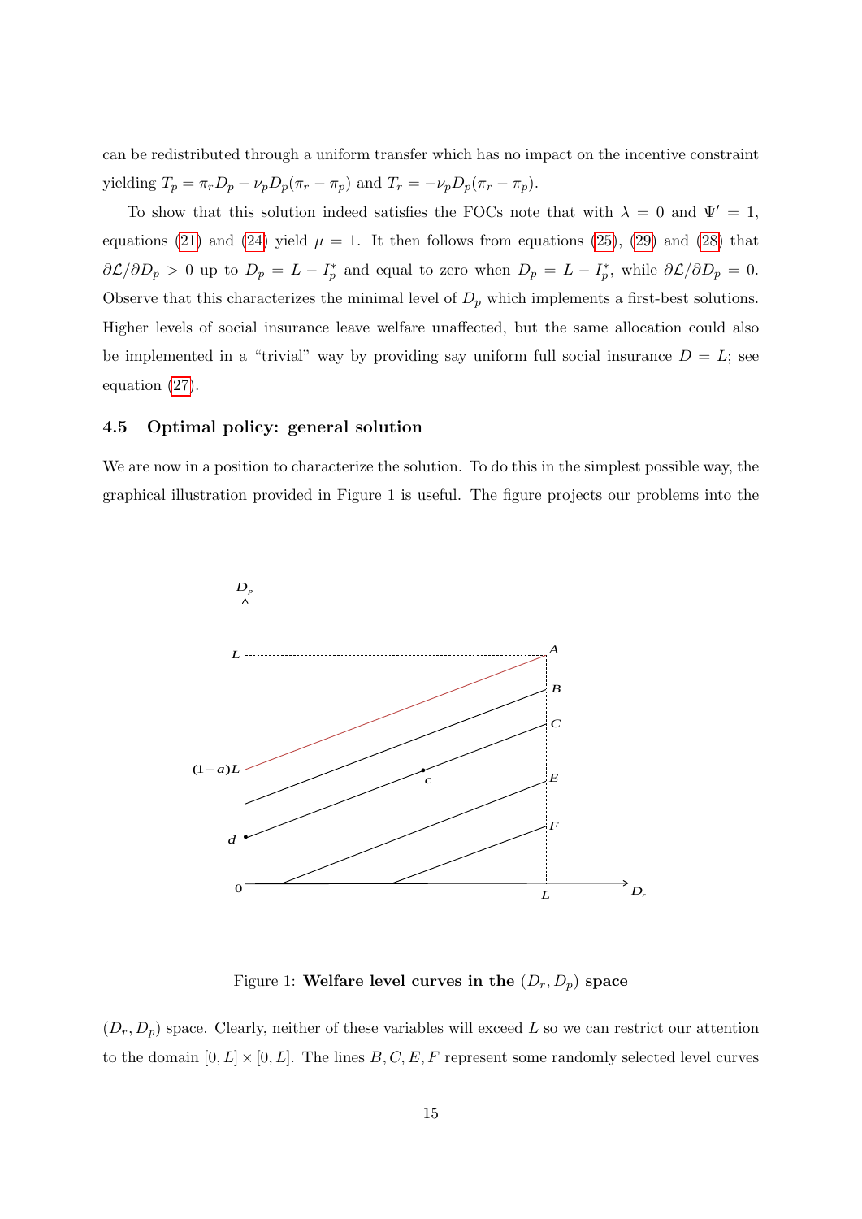can be redistributed through a uniform transfer which has no impact on the incentive constraint yielding $T_p = \pi_r D_p - \nu_p D_p(\pi_r - \pi_p)$ and $T_r = -\nu_p D_p(\pi_r - \pi_p)$.

To show that this solution indeed satisfies the FOCs note that with $\lambda = 0$ and $\Psi' = 1$, equations (21) and (24) yield $\mu = 1$. It then follows from equations (25), (29) and (28) that $\partial \mathcal{L}/\partial D_p > 0$ up to $D_p = L - I_p^*$ and equal to zero when $D_p = L - I_p^*$, while $\partial \mathcal{L}/\partial D_p = 0$. Observe that this characterizes the minimal level of $D_p$ which implements a first-best solutions. Higher levels of social insurance leave welfare unaffected, but the same allocation could also be implemented in a "trivial" way by providing say uniform full social insurance $D = L$; see equation (27).

### 4.5 Optimal policy: general solution

We are now in a position to characterize the solution. To do this in the simplest possible way, the graphical illustration provided in Figure 1 is useful. The figure projects our problems into the

Figure 1: **Welfare level curves in the** $(D_r, D_p)$ **space**

$(D_r, D_p)$ space. Clearly, neither of these variables will exceed $L$ so we can restrict our attention to the domain $[0, L] \times [0, L]$. The lines $B, C, E, F$ represent some randomly selected level curves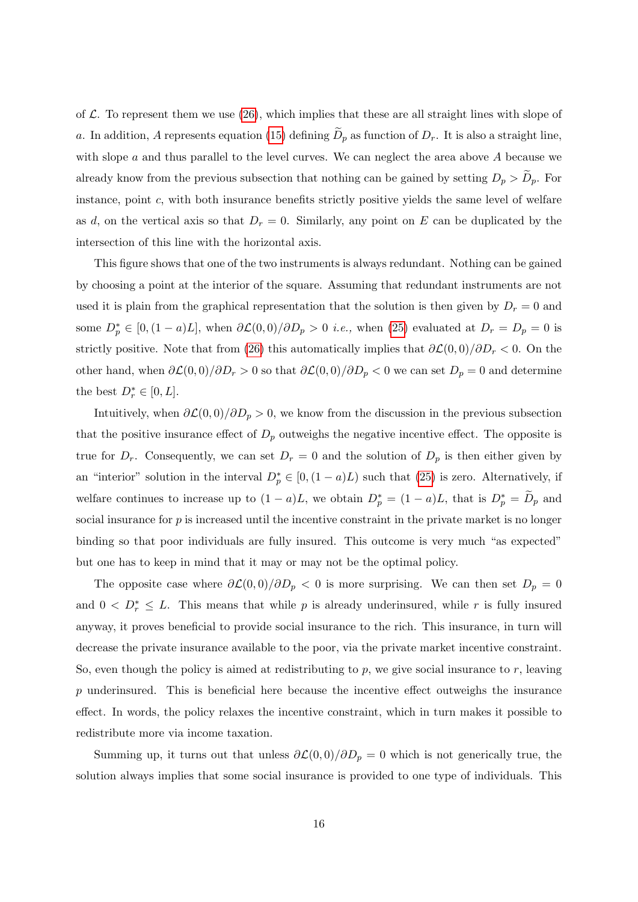of $\mathcal{L}$. To represent them we use (26), which implies that these are all straight lines with slope of $a$. In addition, $A$ represents equation (15) defining $\widetilde{D}_p$ as function of $D_r$. It is also a straight line, with slope $a$ and thus parallel to the level curves. We can neglect the area above $A$ because we already know from the previous subsection that nothing can be gained by setting $D_p > \widetilde{D}_p$. For instance, point $c$, with both insurance benefits strictly positive yields the same level of welfare as $d$, on the vertical axis so that $D_r = 0$. Similarly, any point on $E$ can be duplicated by the intersection of this line with the horizontal axis.

This figure shows that one of the two instruments is always redundant. Nothing can be gained by choosing a point at the interior of the square. Assuming that redundant instruments are not used it is plain from the graphical representation that the solution is then given by $D_r = 0$ and some $D_p^* \in [0, (1-a)L]$, when $\partial\mathcal{L}(0,0)/\partial D_p > 0$ *i.e.,* when (25) evaluated at $D_r = D_p = 0$ is strictly positive. Note that from (26) this automatically implies that $\partial\mathcal{L}(0,0)/\partial D_r < 0$. On the other hand, when $\partial\mathcal{L}(0,0)/\partial D_r > 0$ so that $\partial\mathcal{L}(0,0)/\partial D_p < 0$ we can set $D_p = 0$ and determine the best $D_r^* \in [0, L]$.

Intuitively, when $\partial\mathcal{L}(0,0)/\partial D_p > 0$, we know from the discussion in the previous subsection that the positive insurance effect of $D_p$ outweighs the negative incentive effect. The opposite is true for $D_r$. Consequently, we can set $D_r = 0$ and the solution of $D_p$ is then either given by an "interior" solution in the interval $D_p^* \in [0, (1-a)L)$ such that (25) is zero. Alternatively, if welfare continues to increase up to $(1-a)L$, we obtain $D_p^* = (1-a)L$, that is $D_p^* = \widetilde{D}_p$ and social insurance for $p$ is increased until the incentive constraint in the private market is no longer binding so that poor individuals are fully insured. This outcome is very much "as expected" but one has to keep in mind that it may or may not be the optimal policy.

The opposite case where $\partial\mathcal{L}(0,0)/\partial D_p < 0$ is more surprising. We can then set $D_p = 0$ and $0 < D_r^* \leq L$. This means that while $p$ is already underinsured, while $r$ is fully insured anyway, it proves beneficial to provide social insurance to the rich. This insurance, in turn will decrease the private insurance available to the poor, via the private market incentive constraint. So, even though the policy is aimed at redistributing to $p$, we give social insurance to $r$, leaving $p$ underinsured. This is beneficial here because the incentive effect outweighs the insurance effect. In words, the policy relaxes the incentive constraint, which in turn makes it possible to redistribute more via income taxation.

Summing up, it turns out that unless $\partial\mathcal{L}(0,0)/\partial D_p = 0$ which is not generically true, the solution always implies that some social insurance is provided to one type of individuals. This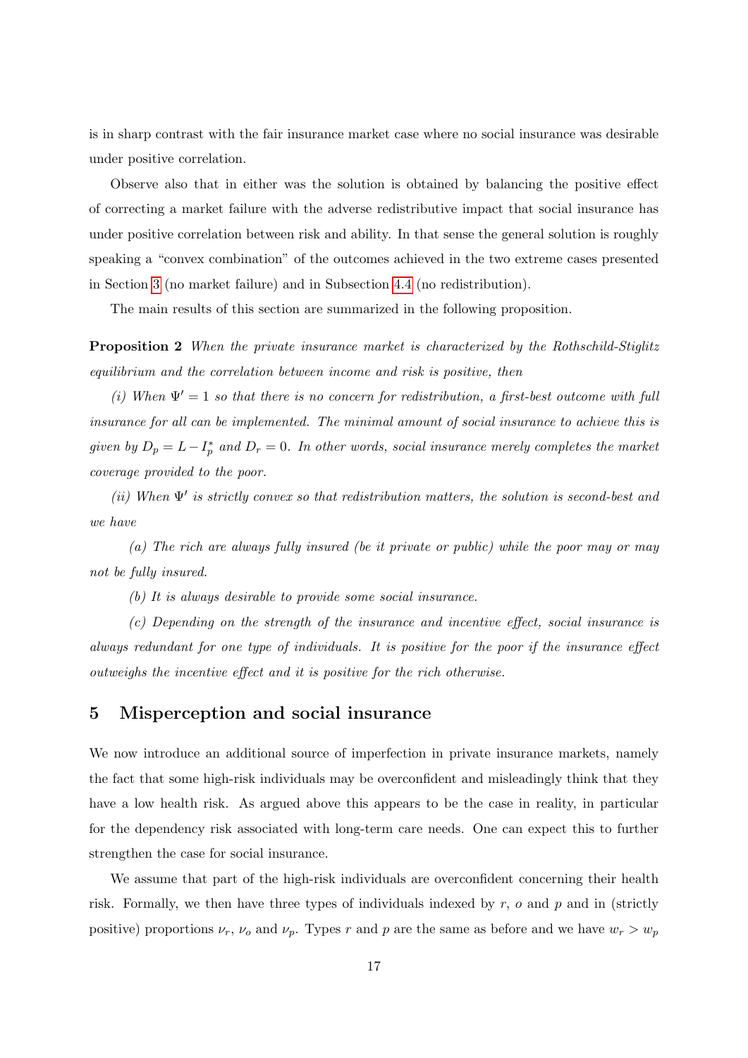is in sharp contrast with the fair insurance market case where no social insurance was desirable under positive correlation.

Observe also that in either was the solution is obtained by balancing the positive effect of correcting a market failure with the adverse redistributive impact that social insurance has under positive correlation between risk and ability. In that sense the general solution is roughly speaking a "convex combination" of the outcomes achieved in the two extreme cases presented in Section 3 (no market failure) and in Subsection 4.4 (no redistribution).

The main results of this section are summarized in the following proposition.

**Proposition 2** *When the private insurance market is characterized by the Rothschild-Stiglitz equilibrium and the correlation between income and risk is positive, then*

*(i) When $\Psi' = 1$ so that there is no concern for redistribution, a first-best outcome with full insurance for all can be implemented. The minimal amount of social insurance to achieve this is given by $D_p = L - I_p^*$ and $D_r = 0$. In other words, social insurance merely completes the market coverage provided to the poor.*

*(ii) When $\Psi'$ is strictly convex so that redistribution matters, the solution is second-best and we have*

*(a) The rich are always fully insured (be it private or public) while the poor may or may not be fully insured.*

*(b) It is always desirable to provide some social insurance.*

*(c) Depending on the strength of the insurance and incentive effect, social insurance is always redundant for one type of individuals. It is positive for the poor if the insurance effect outweighs the incentive effect and it is positive for the rich otherwise.*

## 5 Misperception and social insurance

We now introduce an additional source of imperfection in private insurance markets, namely the fact that some high-risk individuals may be overconfident and misleadingly think that they have a low health risk. As argued above this appears to be the case in reality, in particular for the dependency risk associated with long-term care needs. One can expect this to further strengthen the case for social insurance.

We assume that part of the high-risk individuals are overconfident concerning their health risk. Formally, we then have three types of individuals indexed by $r$, $o$ and $p$ and in (strictly positive) proportions $\nu_r$, $\nu_o$ and $\nu_p$. Types $r$ and $p$ are the same as before and we have $w_r > w_p$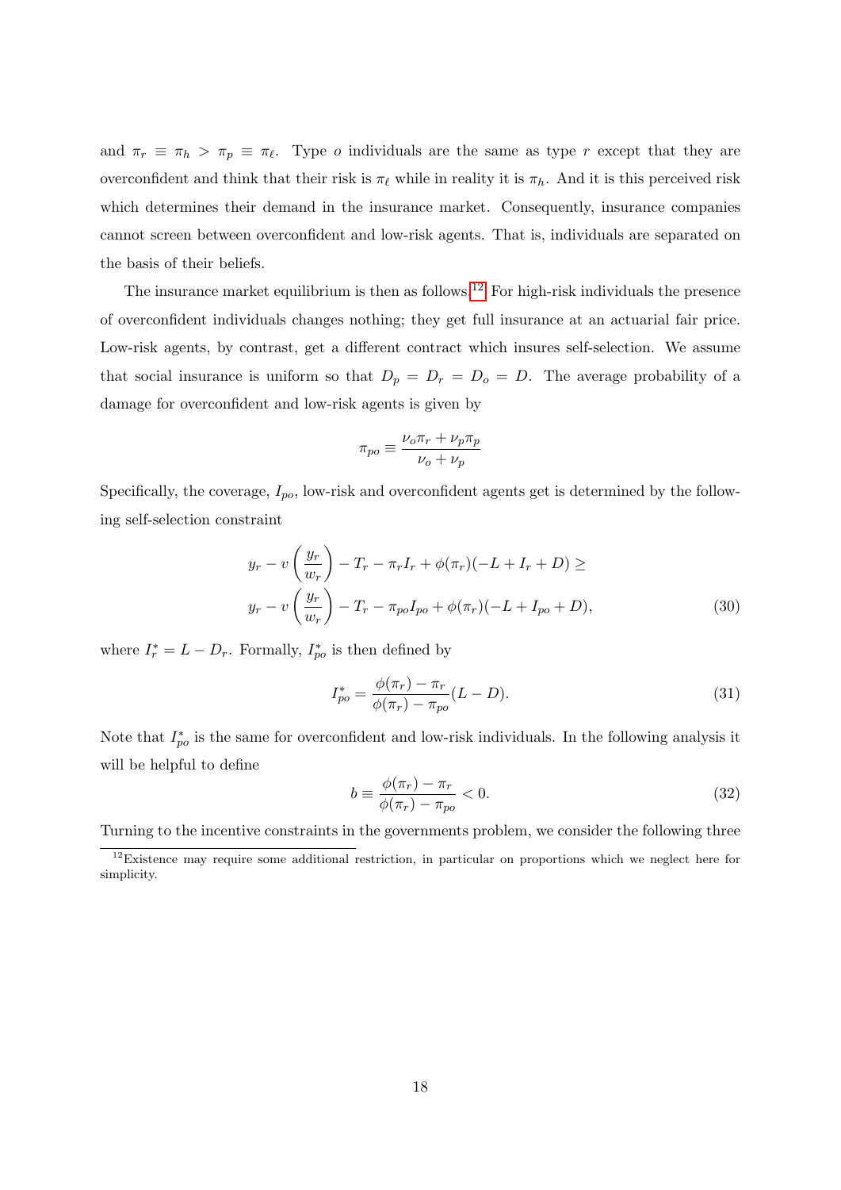and $\pi_r \equiv \pi_h > \pi_p \equiv \pi_\ell$. Type $o$ individuals are the same as type $r$ except that they are overconfident and think that their risk is $\pi_\ell$ while in reality it is $\pi_h$. And it is this perceived risk which determines their demand in the insurance market. Consequently, insurance companies cannot screen between overconfident and low-risk agents. That is, individuals are separated on the basis of their beliefs.

The insurance market equilibrium is then as follows.[12] For high-risk individuals the presence of overconfident individuals changes nothing; they get full insurance at an actuarial fair price. Low-risk agents, by contrast, get a different contract which insures self-selection. We assume that social insurance is uniform so that $D_p = D_r = D_o = D$. The average probability of a damage for overconfident and low-risk agents is given by

$$\pi_{po} \equiv \frac{\nu_o \pi_r + \nu_p \pi_p}{\nu_o + \nu_p}$$

Specifically, the coverage, $I_{po}$, low-risk and overconfident agents get is determined by the following self-selection constraint

$$\begin{aligned} & y_r - v\left(\frac{y_r}{w_r}\right) - T_r - \pi_r I_r + \phi(\pi_r)(-L + I_r + D) \geq \\ & y_r - v\left(\frac{y_r}{w_r}\right) - T_r - \pi_{po} I_{po} + \phi(\pi_r)(-L + I_{po} + D), \end{aligned} \tag{30}$$

where $I_r^* = L - D_r$. Formally, $I_{po}^*$ is then defined by

$$I_{po}^* = \frac{\phi(\pi_r) - \pi_r}{\phi(\pi_r) - \pi_{po}}(L - D). \tag{31}$$

Note that $I_{po}^*$ is the same for overconfident and low-risk individuals. In the following analysis it will be helpful to define

$$b \equiv \frac{\phi(\pi_r) - \pi_r}{\phi(\pi_r) - \pi_{po}} < 0. \tag{32}$$

Turning to the incentive constraints in the governments problem, we consider the following three

[12] Existence may require some additional restriction, in particular on proportions which we neglect here for simplicity.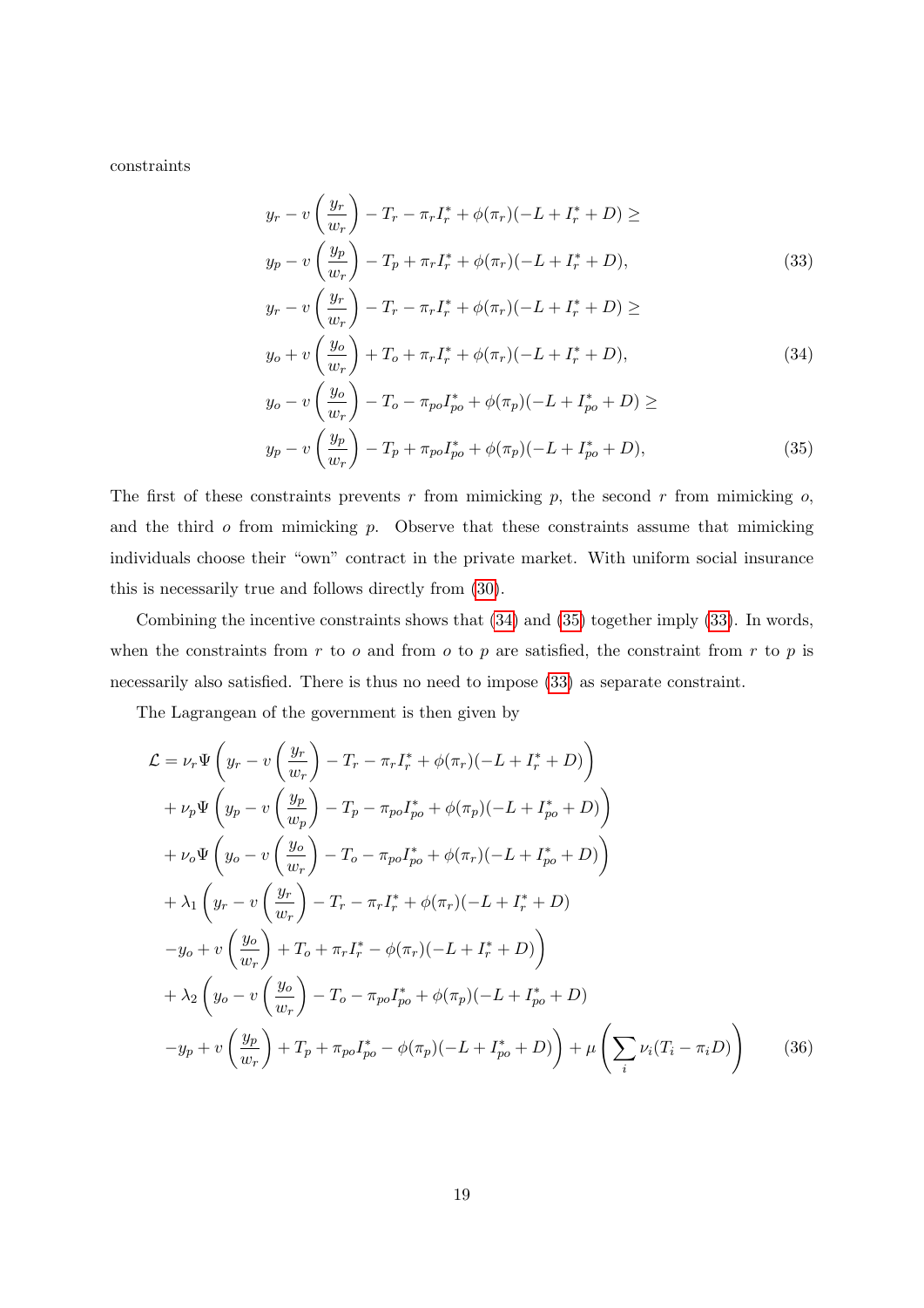constraints

$$
\begin{aligned}
&y_r - v\left(\frac{y_r}{w_r}\right) - T_r - \pi_r I_r^* + \phi(\pi_r)(-L + I_r^* + D) \geq \\
&y_p - v\left(\frac{y_p}{w_r}\right) - T_p + \pi_r I_r^* + \phi(\pi_r)(-L + I_r^* + D), \qquad (33)\\
&y_r - v\left(\frac{y_r}{w_r}\right) - T_r - \pi_r I_r^* + \phi(\pi_r)(-L + I_r^* + D) \geq \\
&y_o + v\left(\frac{y_o}{w_r}\right) + T_o + \pi_r I_r^* + \phi(\pi_r)(-L + I_r^* + D), \qquad (34)\\
&y_o - v\left(\frac{y_o}{w_r}\right) - T_o - \pi_{po} I_{po}^* + \phi(\pi_p)(-L + I_{po}^* + D) \geq \\
&y_p - v\left(\frac{y_p}{w_r}\right) - T_p + \pi_{po} I_{po}^* + \phi(\pi_p)(-L + I_{po}^* + D), \qquad (35)
\end{aligned}
$$

The first of these constraints prevents $r$ from mimicking $p$, the second $r$ from mimicking $o$, and the third $o$ from mimicking $p$. Observe that these constraints assume that mimicking individuals choose their "own" contract in the private market. With uniform social insurance this is necessarily true and follows directly from (30).

Combining the incentive constraints shows that (34) and (35) together imply (33). In words, when the constraints from $r$ to $o$ and from $o$ to $p$ are satisfied, the constraint from $r$ to $p$ is necessarily also satisfied. There is thus no need to impose (33) as separate constraint.

The Lagrangean of the government is then given by

$$
\begin{aligned}
\mathcal{L} = {} & \nu_r \Psi\left(y_r - v\left(\frac{y_r}{w_r}\right) - T_r - \pi_r I_r^* + \phi(\pi_r)(-L + I_r^* + D)\right) \\
& + \nu_p \Psi\left(y_p - v\left(\frac{y_p}{w_p}\right) - T_p - \pi_{po} I_{po}^* + \phi(\pi_p)(-L + I_{po}^* + D)\right) \\
& + \nu_o \Psi\left(y_o - v\left(\frac{y_o}{w_r}\right) - T_o - \pi_{po} I_{po}^* + \phi(\pi_r)(-L + I_{po}^* + D)\right) \\
& + \lambda_1 \Bigg(y_r - v\left(\frac{y_r}{w_r}\right) - T_r - \pi_r I_r^* + \phi(\pi_r)(-L + I_r^* + D) \\
& \quad - y_o + v\left(\frac{y_o}{w_r}\right) + T_o + \pi_r I_r^* - \phi(\pi_r)(-L + I_r^* + D)\Bigg) \\
& + \lambda_2 \Bigg(y_o - v\left(\frac{y_o}{w_r}\right) - T_o - \pi_{po} I_{po}^* + \phi(\pi_p)(-L + I_{po}^* + D) \\
& \quad - y_p + v\left(\frac{y_p}{w_r}\right) + T_p + \pi_{po} I_{po}^* - \phi(\pi_p)(-L + I_{po}^* + D)\Bigg) + \mu\left(\sum_i \nu_i (T_i - \pi_i D)\right) \qquad (36)
\end{aligned}
$$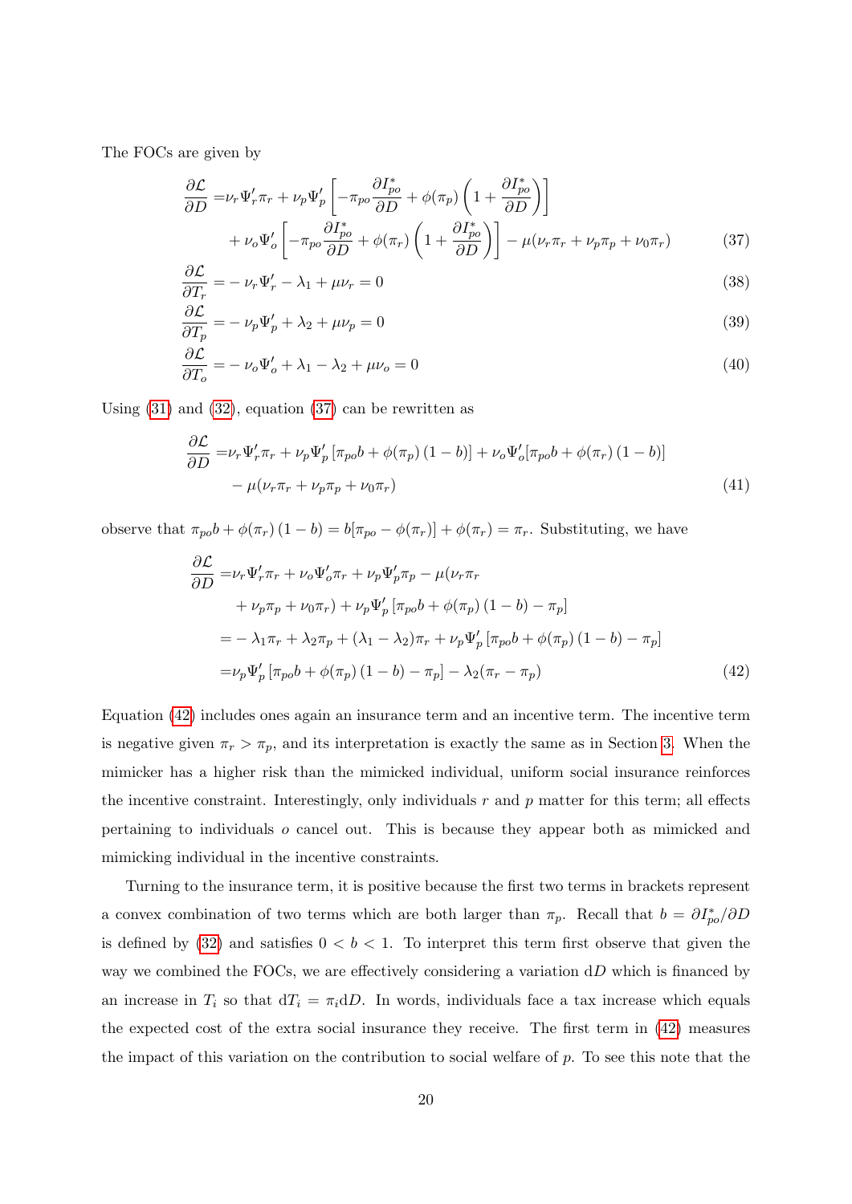The FOCs are given by

$$
\begin{aligned}
\frac{\partial \mathcal{L}}{\partial D} =& \nu_r \Psi_r' \pi_r + \nu_p \Psi_p' \left[ -\pi_{po} \frac{\partial I_{po}^*}{\partial D} + \phi(\pi_p) \left( 1 + \frac{\partial I_{po}^*}{\partial D} \right) \right] \\
&+ \nu_o \Psi_o' \left[ -\pi_{po} \frac{\partial I_{po}^*}{\partial D} + \phi(\pi_r) \left( 1 + \frac{\partial I_{po}^*}{\partial D} \right) \right] - \mu(\nu_r \pi_r + \nu_p \pi_p + \nu_0 \pi_r) \qquad (37)
\end{aligned}
$$

$$
\frac{\partial \mathcal{L}}{\partial T_r} = -\nu_r \Psi_r' - \lambda_1 + \mu \nu_r = 0 \qquad (38)
$$

$$
\frac{\partial \mathcal{L}}{\partial T_p} = -\nu_p \Psi_p' + \lambda_2 + \mu \nu_p = 0 \qquad (39)
$$

$$
\frac{\partial \mathcal{L}}{\partial T_o} = -\nu_o \Psi_o' + \lambda_1 - \lambda_2 + \mu \nu_o = 0 \qquad (40)
$$

Using (31) and (32), equation (37) can be rewritten as

$$
\begin{aligned}
\frac{\partial \mathcal{L}}{\partial D} =& \nu_r \Psi_r' \pi_r + \nu_p \Psi_p' \left[ \pi_{po} b + \phi(\pi_p) (1-b) \right] + \nu_o \Psi_o' [\pi_{po} b + \phi(\pi_r) (1-b)] \\
&- \mu(\nu_r \pi_r + \nu_p \pi_p + \nu_0 \pi_r) \qquad (41)
\end{aligned}
$$

observe that $\pi_{po} b + \phi(\pi_r)(1-b) = b[\pi_{po} - \phi(\pi_r)] + \phi(\pi_r) = \pi_r$. Substituting, we have

$$
\begin{aligned}
\frac{\partial \mathcal{L}}{\partial D} =& \nu_r \Psi_r' \pi_r + \nu_o \Psi_o' \pi_r + \nu_p \Psi_p' \pi_p - \mu(\nu_r \pi_r \\
&+ \nu_p \pi_p + \nu_0 \pi_r) + \nu_p \Psi_p' \left[ \pi_{po} b + \phi(\pi_p)(1-b) - \pi_p \right] \\
=& -\lambda_1 \pi_r + \lambda_2 \pi_p + (\lambda_1 - \lambda_2) \pi_r + \nu_p \Psi_p' \left[ \pi_{po} b + \phi(\pi_p)(1-b) - \pi_p \right] \\
=& \nu_p \Psi_p' \left[ \pi_{po} b + \phi(\pi_p)(1-b) - \pi_p \right] - \lambda_2 (\pi_r - \pi_p) \qquad (42)
\end{aligned}
$$

Equation (42) includes ones again an insurance term and an incentive term. The incentive term is negative given $\pi_r > \pi_p$, and its interpretation is exactly the same as in Section 3. When the mimicker has a higher risk than the mimicked individual, uniform social insurance reinforces the incentive constraint. Interestingly, only individuals $r$ and $p$ matter for this term; all effects pertaining to individuals $o$ cancel out. This is because they appear both as mimicked and mimicking individual in the incentive constraints.

Turning to the insurance term, it is positive because the first two terms in brackets represent a convex combination of two terms which are both larger than $\pi_p$. Recall that $b = \partial I_{po}^* / \partial D$ is defined by (32) and satisfies $0 < b < 1$. To interpret this term first observe that given the way we combined the FOCs, we are effectively considering a variation $\mathrm{d}D$ which is financed by an increase in $T_i$ so that $\mathrm{d}T_i = \pi_i \mathrm{d}D$. In words, individuals face a tax increase which equals the expected cost of the extra social insurance they receive. The first term in (42) measures the impact of this variation on the contribution to social welfare of $p$. To see this note that the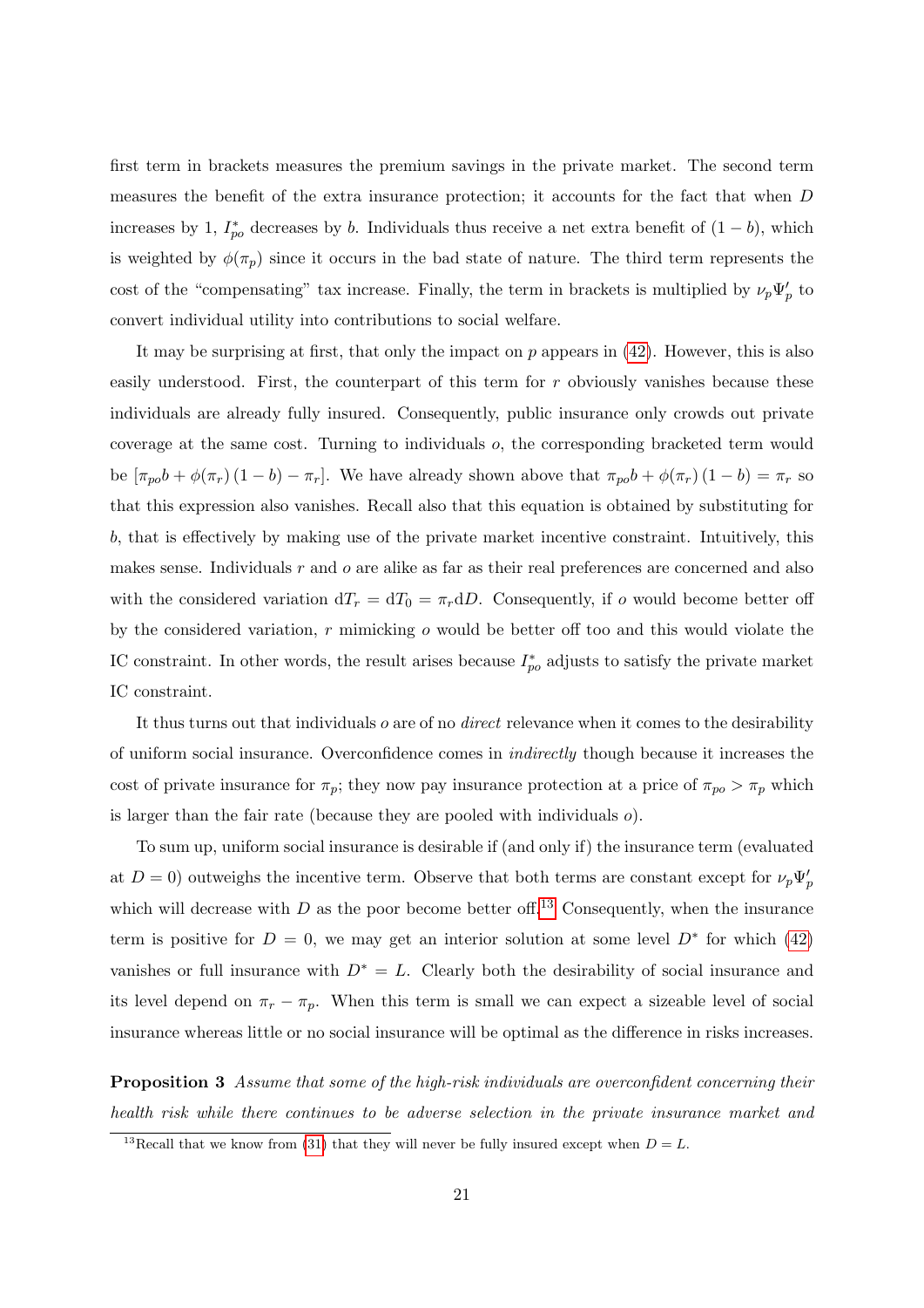first term in brackets measures the premium savings in the private market. The second term measures the benefit of the extra insurance protection; it accounts for the fact that when $D$ increases by 1, $I_{po}^*$ decreases by $b$. Individuals thus receive a net extra benefit of $(1-b)$, which is weighted by $\phi(\pi_p)$ since it occurs in the bad state of nature. The third term represents the cost of the "compensating" tax increase. Finally, the term in brackets is multiplied by $\nu_p \Psi_p'$ to convert individual utility into contributions to social welfare.

It may be surprising at first, that only the impact on $p$ appears in (42). However, this is also easily understood. First, the counterpart of this term for $r$ obviously vanishes because these individuals are already fully insured. Consequently, public insurance only crowds out private coverage at the same cost. Turning to individuals $o$, the corresponding bracketed term would be $[\pi_{po} b + \phi(\pi_r)(1-b) - \pi_r]$. We have already shown above that $\pi_{po} b + \phi(\pi_r)(1-b) = \pi_r$ so that this expression also vanishes. Recall also that this equation is obtained by substituting for $b$, that is effectively by making use of the private market incentive constraint. Intuitively, this makes sense. Individuals $r$ and $o$ are alike as far as their real preferences are concerned and also with the considered variation $\mathrm{d}T_r = \mathrm{d}T_0 = \pi_r \mathrm{d}D$. Consequently, if $o$ would become better off by the considered variation, $r$ mimicking $o$ would be better off too and this would violate the IC constraint. In other words, the result arises because $I_{po}^*$ adjusts to satisfy the private market IC constraint.

It thus turns out that individuals $o$ are of no *direct* relevance when it comes to the desirability of uniform social insurance. Overconfidence comes in *indirectly* though because it increases the cost of private insurance for $\pi_p$; they now pay insurance protection at a price of $\pi_{po} > \pi_p$ which is larger than the fair rate (because they are pooled with individuals $o$).

To sum up, uniform social insurance is desirable if (and only if) the insurance term (evaluated at $D = 0$) outweighs the incentive term. Observe that both terms are constant except for $\nu_p \Psi_p'$ which will decrease with $D$ as the poor become better off.[13] Consequently, when the insurance term is positive for $D = 0$, we may get an interior solution at some level $D^*$ for which (42) vanishes or full insurance with $D^* = L$. Clearly both the desirability of social insurance and its level depend on $\pi_r - \pi_p$. When this term is small we can expect a sizeable level of social insurance whereas little or no social insurance will be optimal as the difference in risks increases.

**Proposition 3** *Assume that some of the high-risk individuals are overconfident concerning their health risk while there continues to be adverse selection in the private insurance market and*

[13] Recall that we know from (31) that they will never be fully insured except when $D = L$.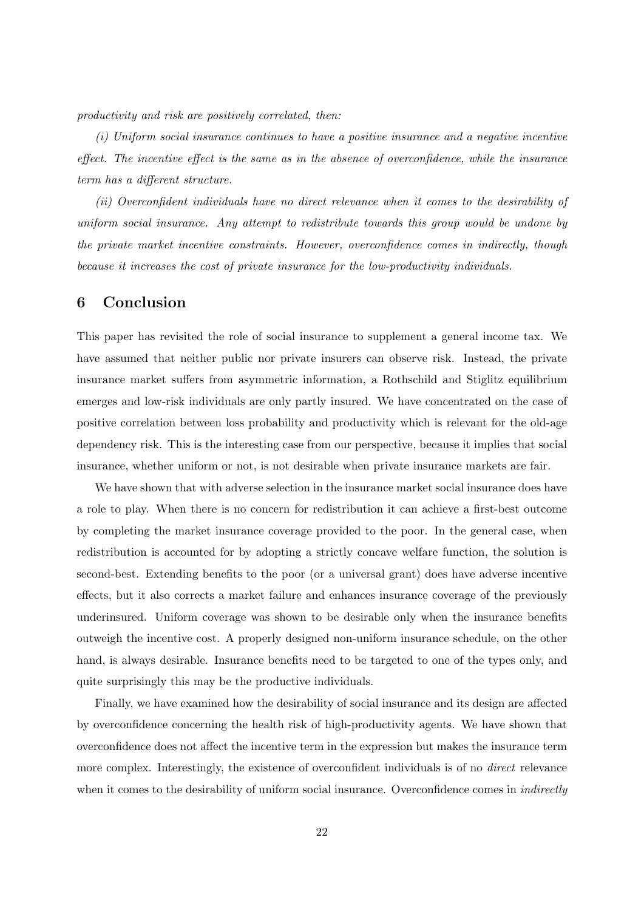*productivity and risk are positively correlated, then:*

*(i) Uniform social insurance continues to have a positive insurance and a negative incentive effect. The incentive effect is the same as in the absence of overconfidence, while the insurance term has a different structure.*

*(ii) Overconfident individuals have no direct relevance when it comes to the desirability of uniform social insurance. Any attempt to redistribute towards this group would be undone by the private market incentive constraints. However, overconfidence comes in indirectly, though because it increases the cost of private insurance for the low-productivity individuals.*

## 6 Conclusion

This paper has revisited the role of social insurance to supplement a general income tax. We have assumed that neither public nor private insurers can observe risk. Instead, the private insurance market suffers from asymmetric information, a Rothschild and Stiglitz equilibrium emerges and low-risk individuals are only partly insured. We have concentrated on the case of positive correlation between loss probability and productivity which is relevant for the old-age dependency risk. This is the interesting case from our perspective, because it implies that social insurance, whether uniform or not, is not desirable when private insurance markets are fair.

We have shown that with adverse selection in the insurance market social insurance does have a role to play. When there is no concern for redistribution it can achieve a first-best outcome by completing the market insurance coverage provided to the poor. In the general case, when redistribution is accounted for by adopting a strictly concave welfare function, the solution is second-best. Extending benefits to the poor (or a universal grant) does have adverse incentive effects, but it also corrects a market failure and enhances insurance coverage of the previously underinsured. Uniform coverage was shown to be desirable only when the insurance benefits outweigh the incentive cost. A properly designed non-uniform insurance schedule, on the other hand, is always desirable. Insurance benefits need to be targeted to one of the types only, and quite surprisingly this may be the productive individuals.

Finally, we have examined how the desirability of social insurance and its design are affected by overconfidence concerning the health risk of high-productivity agents. We have shown that overconfidence does not affect the incentive term in the expression but makes the insurance term more complex. Interestingly, the existence of overconfident individuals is of no *direct* relevance when it comes to the desirability of uniform social insurance. Overconfidence comes in *indirectly*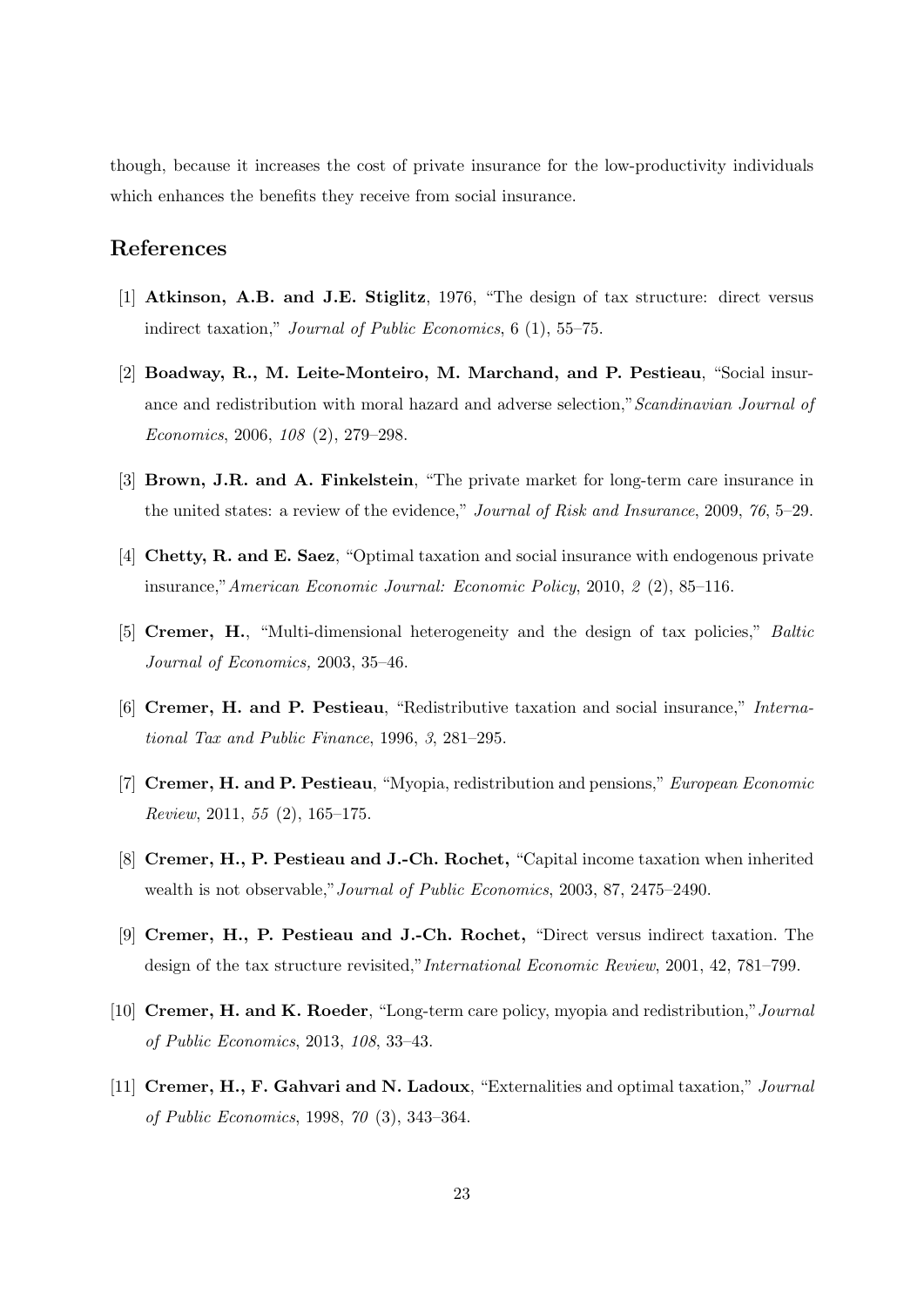though, because it increases the cost of private insurance for the low-productivity individuals which enhances the benefits they receive from social insurance.

## References

[1] **Atkinson, A.B. and J.E. Stiglitz**, 1976, "The design of tax structure: direct versus indirect taxation," *Journal of Public Economics*, 6 (1), 55–75.

[2] **Boadway, R., M. Leite-Monteiro, M. Marchand, and P. Pestieau**, "Social insurance and redistribution with moral hazard and adverse selection,"*Scandinavian Journal of Economics*, 2006, *108* (2), 279–298.

[3] **Brown, J.R. and A. Finkelstein**, "The private market for long-term care insurance in the united states: a review of the evidence," *Journal of Risk and Insurance*, 2009, *76*, 5–29.

[4] **Chetty, R. and E. Saez**, "Optimal taxation and social insurance with endogenous private insurance,"*American Economic Journal: Economic Policy*, 2010, *2* (2), 85–116.

[5] **Cremer, H.**, "Multi-dimensional heterogeneity and the design of tax policies," *Baltic Journal of Economics,* 2003, 35–46.

[6] **Cremer, H. and P. Pestieau**, "Redistributive taxation and social insurance," *International Tax and Public Finance*, 1996, *3*, 281–295.

[7] **Cremer, H. and P. Pestieau**, "Myopia, redistribution and pensions," *European Economic Review*, 2011, *55* (2), 165–175.

[8] **Cremer, H., P. Pestieau and J.-Ch. Rochet,** "Capital income taxation when inherited wealth is not observable,"*Journal of Public Economics*, 2003, 87, 2475–2490.

[9] **Cremer, H., P. Pestieau and J.-Ch. Rochet,** "Direct versus indirect taxation. The design of the tax structure revisited,"*International Economic Review*, 2001, 42, 781–799.

[10] **Cremer, H. and K. Roeder**, "Long-term care policy, myopia and redistribution,"*Journal of Public Economics*, 2013, *108*, 33–43.

[11] **Cremer, H., F. Gahvari and N. Ladoux**, "Externalities and optimal taxation," *Journal of Public Economics*, 1998, *70* (3), 343–364.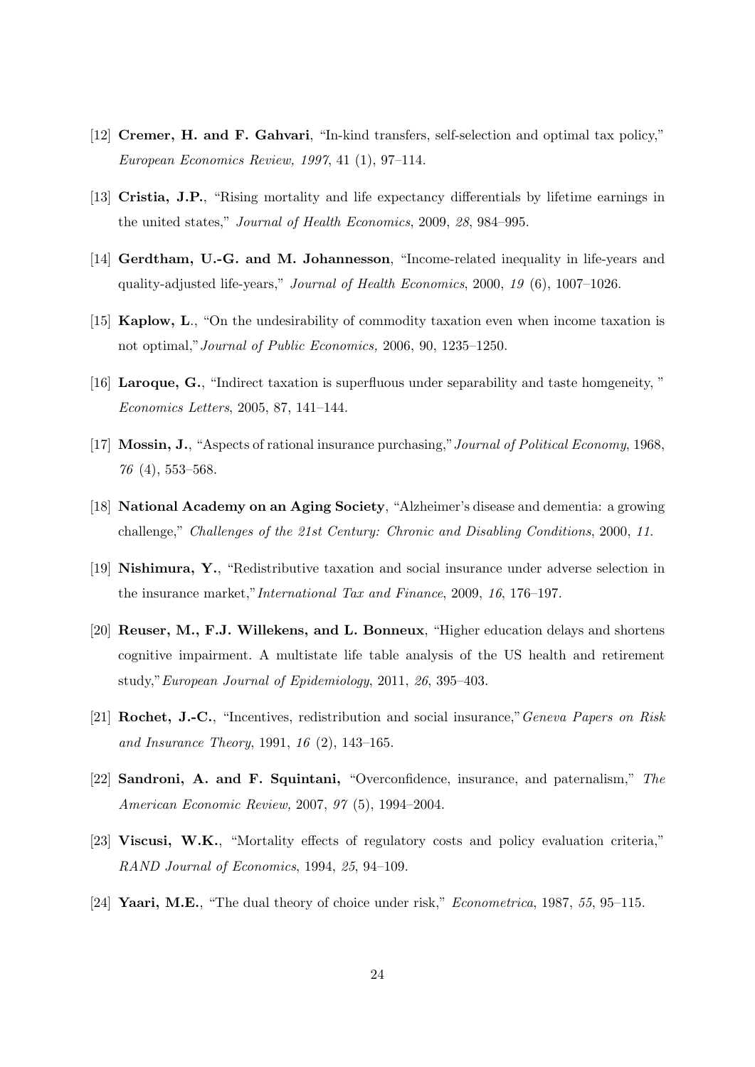[12] **Cremer, H. and F. Gahvari**, "In-kind transfers, self-selection and optimal tax policy," *European Economics Review, 1997*, 41 (1), 97–114.

[13] **Cristia, J.P.**, "Rising mortality and life expectancy differentials by lifetime earnings in the united states," *Journal of Health Economics*, 2009, *28*, 984–995.

[14] **Gerdtham, U.-G. and M. Johannesson**, "Income-related inequality in life-years and quality-adjusted life-years," *Journal of Health Economics*, 2000, *19* (6), 1007–1026.

[15] **Kaplow, L.**, "On the undesirability of commodity taxation even when income taxation is not optimal," *Journal of Public Economics,* 2006, 90, 1235–1250.

[16] **Laroque, G.**, "Indirect taxation is superfluous under separability and taste homgeneity, " *Economics Letters*, 2005, 87, 141–144.

[17] **Mossin, J.**, "Aspects of rational insurance purchasing," *Journal of Political Economy*, 1968, *76* (4), 553–568.

[18] **National Academy on an Aging Society**, "Alzheimer's disease and dementia: a growing challenge," *Challenges of the 21st Century: Chronic and Disabling Conditions*, 2000, *11.*

[19] **Nishimura, Y.**, "Redistributive taxation and social insurance under adverse selection in the insurance market," *International Tax and Finance*, 2009, *16*, 176–197.

[20] **Reuser, M., F.J. Willekens, and L. Bonneux**, "Higher education delays and shortens cognitive impairment. A multistate life table analysis of the US health and retirement study," *European Journal of Epidemiology*, 2011, *26*, 395–403.

[21] **Rochet, J.-C.**, "Incentives, redistribution and social insurance," *Geneva Papers on Risk and Insurance Theory*, 1991, *16* (2), 143–165.

[22] **Sandroni, A. and F. Squintani,** "Overconfidence, insurance, and paternalism," *The American Economic Review,* 2007, *97* (5), 1994–2004.

[23] **Viscusi, W.K.**, "Mortality effects of regulatory costs and policy evaluation criteria," *RAND Journal of Economics*, 1994, *25*, 94–109.

[24] **Yaari, M.E.**, "The dual theory of choice under risk," *Econometrica*, 1987, *55*, 95–115.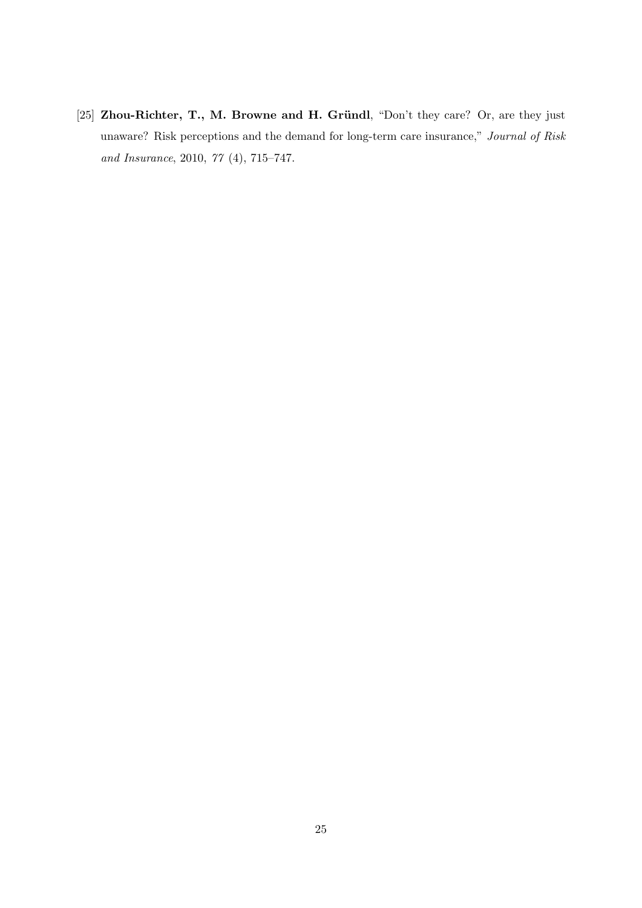[25] **Zhou-Richter, T., M. Browne and H. Gründl**, "Don't they care? Or, are they just unaware? Risk perceptions and the demand for long-term care insurance," *Journal of Risk and Insurance*, 2010, *77* (4), 715–747.